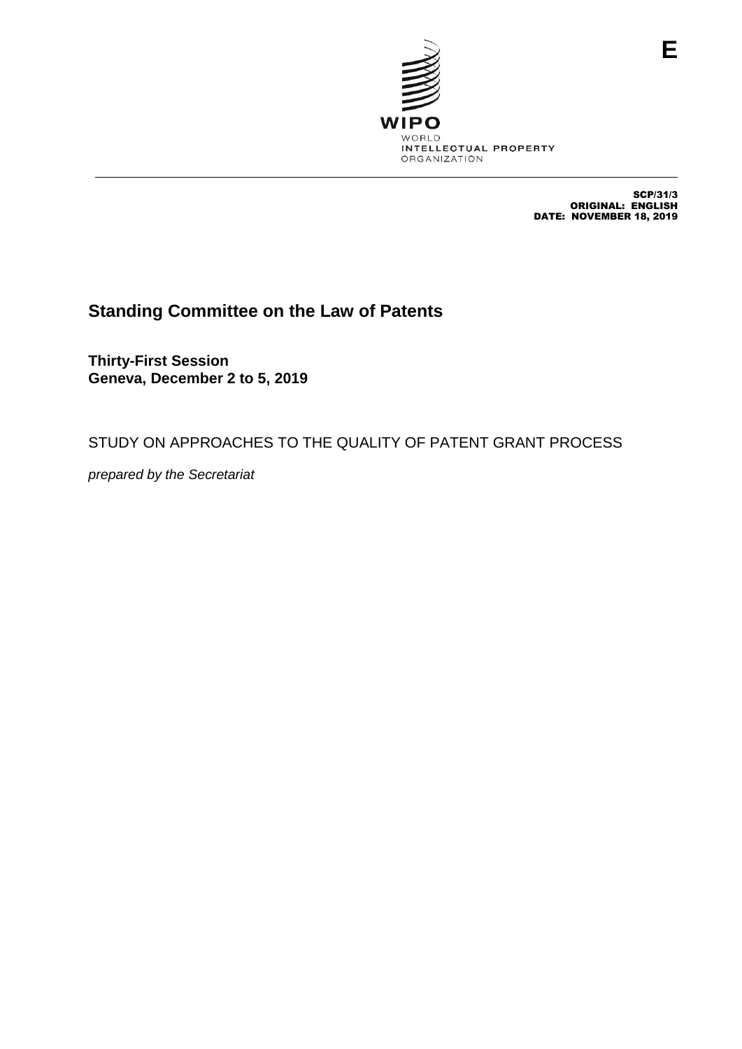E

WIPO
WORLD
INTELLECTUAL PROPERTY
ORGANIZATION

SCP/31/3
ORIGINAL: ENGLISH
DATE: NOVEMBER 18, 2019

# Standing Committee on the Law of Patents

**Thirty-First Session**
**Geneva, December 2 to 5, 2019**

STUDY ON APPROACHES TO THE QUALITY OF PATENT GRANT PROCESS

*prepared by the Secretariat*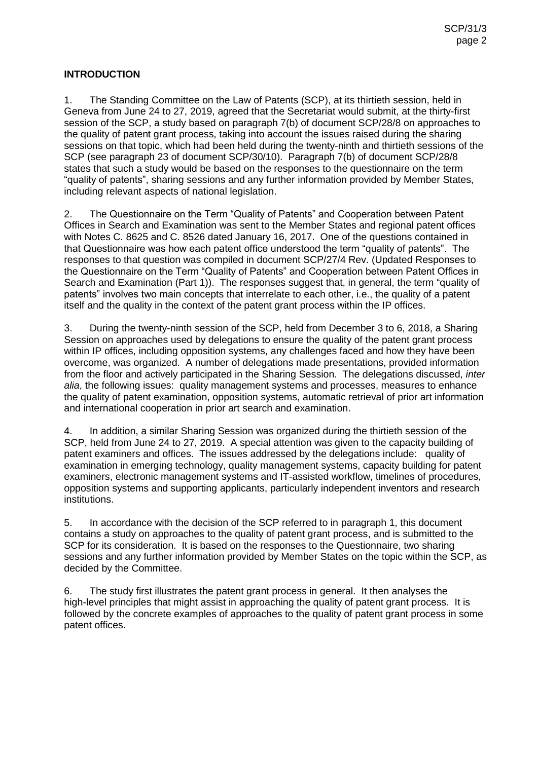## INTRODUCTION

1. The Standing Committee on the Law of Patents (SCP), at its thirtieth session, held in Geneva from June 24 to 27, 2019, agreed that the Secretariat would submit, at the thirty-first session of the SCP, a study based on paragraph 7(b) of document SCP/28/8 on approaches to the quality of patent grant process, taking into account the issues raised during the sharing sessions on that topic, which had been held during the twenty-ninth and thirtieth sessions of the SCP (see paragraph 23 of document SCP/30/10). Paragraph 7(b) of document SCP/28/8 states that such a study would be based on the responses to the questionnaire on the term "quality of patents", sharing sessions and any further information provided by Member States, including relevant aspects of national legislation.

2. The Questionnaire on the Term "Quality of Patents" and Cooperation between Patent Offices in Search and Examination was sent to the Member States and regional patent offices with Notes C. 8625 and C. 8526 dated January 16, 2017. One of the questions contained in that Questionnaire was how each patent office understood the term "quality of patents". The responses to that question was compiled in document SCP/27/4 Rev. (Updated Responses to the Questionnaire on the Term "Quality of Patents" and Cooperation between Patent Offices in Search and Examination (Part 1)). The responses suggest that, in general, the term "quality of patents" involves two main concepts that interrelate to each other, i.e., the quality of a patent itself and the quality in the context of the patent grant process within the IP offices.

3. During the twenty-ninth session of the SCP, held from December 3 to 6, 2018, a Sharing Session on approaches used by delegations to ensure the quality of the patent grant process within IP offices, including opposition systems, any challenges faced and how they have been overcome, was organized. A number of delegations made presentations, provided information from the floor and actively participated in the Sharing Session. The delegations discussed, *inter alia*, the following issues: quality management systems and processes, measures to enhance the quality of patent examination, opposition systems, automatic retrieval of prior art information and international cooperation in prior art search and examination.

4. In addition, a similar Sharing Session was organized during the thirtieth session of the SCP, held from June 24 to 27, 2019. A special attention was given to the capacity building of patent examiners and offices. The issues addressed by the delegations include: quality of examination in emerging technology, quality management systems, capacity building for patent examiners, electronic management systems and IT-assisted workflow, timelines of procedures, opposition systems and supporting applicants, particularly independent inventors and research institutions.

5. In accordance with the decision of the SCP referred to in paragraph 1, this document contains a study on approaches to the quality of patent grant process, and is submitted to the SCP for its consideration. It is based on the responses to the Questionnaire, two sharing sessions and any further information provided by Member States on the topic within the SCP, as decided by the Committee.

6. The study first illustrates the patent grant process in general. It then analyses the high-level principles that might assist in approaching the quality of patent grant process. It is followed by the concrete examples of approaches to the quality of patent grant process in some patent offices.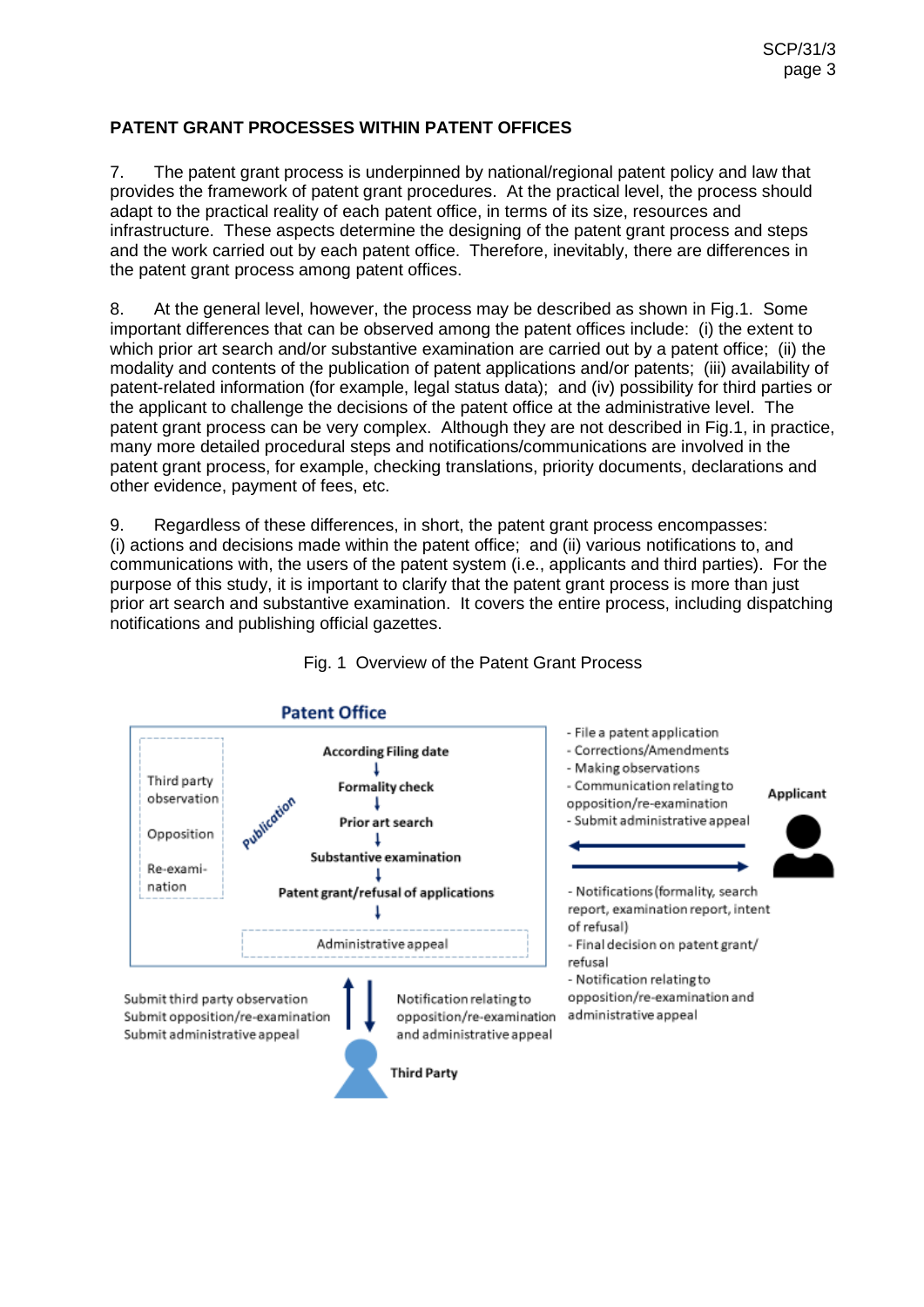## PATENT GRANT PROCESSES WITHIN PATENT OFFICES

7. The patent grant process is underpinned by national/regional patent policy and law that provides the framework of patent grant procedures. At the practical level, the process should adapt to the practical reality of each patent office, in terms of its size, resources and infrastructure. These aspects determine the designing of the patent grant process and steps and the work carried out by each patent office. Therefore, inevitably, there are differences in the patent grant process among patent offices.

8. At the general level, however, the process may be described as shown in Fig.1. Some important differences that can be observed among the patent offices include: (i) the extent to which prior art search and/or substantive examination are carried out by a patent office; (ii) the modality and contents of the publication of patent applications and/or patents; (iii) availability of patent-related information (for example, legal status data); and (iv) possibility for third parties or the applicant to challenge the decisions of the patent office at the administrative level. The patent grant process can be very complex. Although they are not described in Fig.1, in practice, many more detailed procedural steps and notifications/communications are involved in the patent grant process, for example, checking translations, priority documents, declarations and other evidence, payment of fees, etc.

9. Regardless of these differences, in short, the patent grant process encompasses: (i) actions and decisions made within the patent office; and (ii) various notifications to, and communications with, the users of the patent system (i.e., applicants and third parties). For the purpose of this study, it is important to clarify that the patent grant process is more than just prior art search and substantive examination. It covers the entire process, including dispatching notifications and publishing official gazettes.

Fig. 1 Overview of the Patent Grant Process

**Patent Office**

- Third party observation
- Opposition
- Re-examination

Publication

According Filing date → Formality check → Prior art search → Substantive examination → Patent grant/refusal of applications → Administrative appeal

**Applicant**

Applicant to Patent Office:
- File a patent application
- Corrections/Amendments
- Making observations
- Communication relating to opposition/re-examination
- Submit administrative appeal

Patent Office to Applicant:
- Notifications (formality, search report, examination report, intent of refusal)
- Final decision on patent grant/ refusal
- Notification relating to opposition/re-examination and administrative appeal

**Third Party**

Third Party to Patent Office:
Submit third party observation
Submit opposition/re-examination
Submit administrative appeal

Patent Office to Third Party:
Notification relating to opposition/re-examination and administrative appeal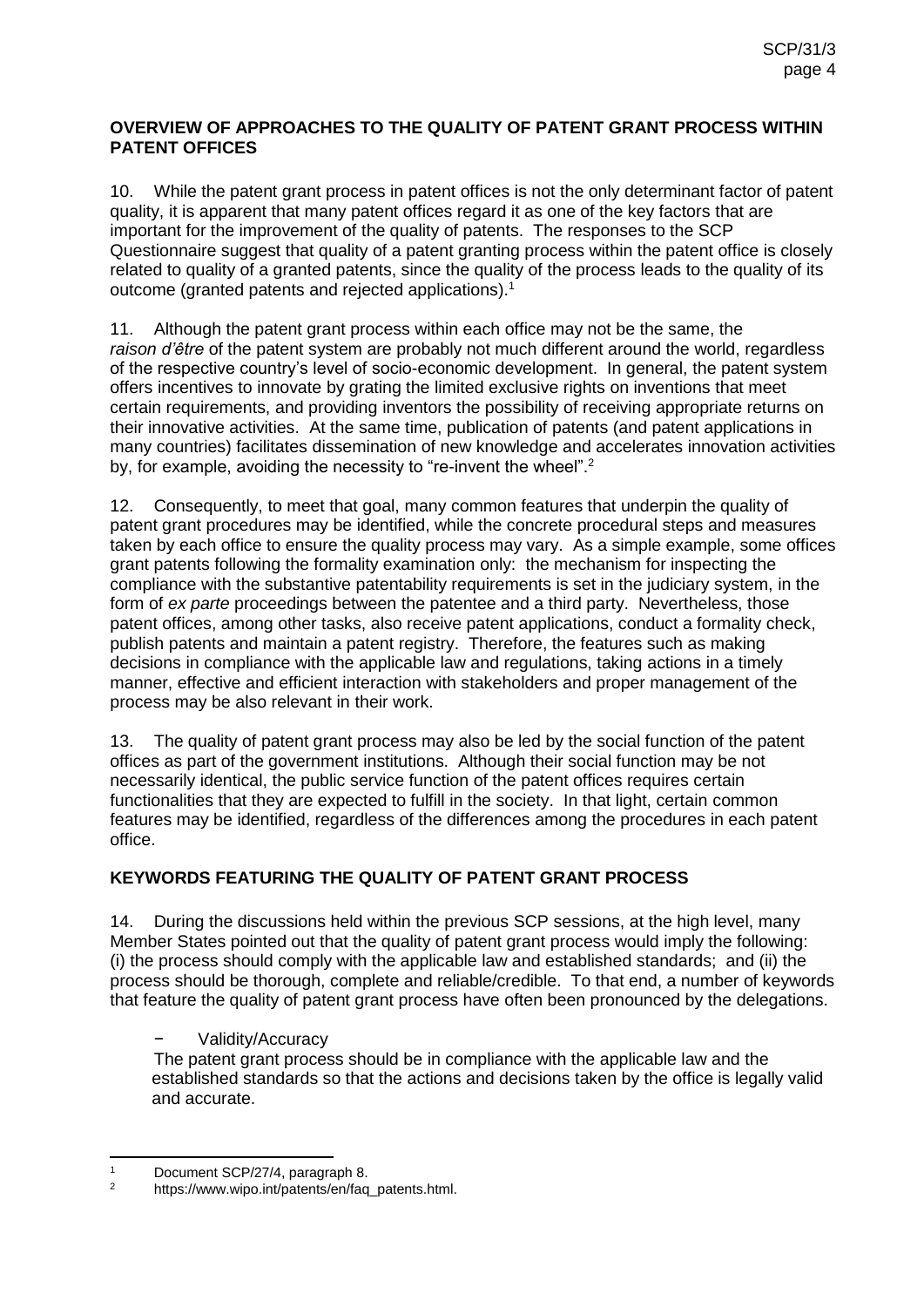## OVERVIEW OF APPROACHES TO THE QUALITY OF PATENT GRANT PROCESS WITHIN PATENT OFFICES

10. While the patent grant process in patent offices is not the only determinant factor of patent quality, it is apparent that many patent offices regard it as one of the key factors that are important for the improvement of the quality of patents. The responses to the SCP Questionnaire suggest that quality of a patent granting process within the patent office is closely related to quality of a granted patents, since the quality of the process leads to the quality of its outcome (granted patents and rejected applications).[1]

11. Although the patent grant process within each office may not be the same, the *raison d'être* of the patent system are probably not much different around the world, regardless of the respective country's level of socio-economic development. In general, the patent system offers incentives to innovate by grating the limited exclusive rights on inventions that meet certain requirements, and providing inventors the possibility of receiving appropriate returns on their innovative activities. At the same time, publication of patents (and patent applications in many countries) facilitates dissemination of new knowledge and accelerates innovation activities by, for example, avoiding the necessity to "re-invent the wheel".[2]

12. Consequently, to meet that goal, many common features that underpin the quality of patent grant procedures may be identified, while the concrete procedural steps and measures taken by each office to ensure the quality process may vary. As a simple example, some offices grant patents following the formality examination only: the mechanism for inspecting the compliance with the substantive patentability requirements is set in the judiciary system, in the form of *ex parte* proceedings between the patentee and a third party. Nevertheless, those patent offices, among other tasks, also receive patent applications, conduct a formality check, publish patents and maintain a patent registry. Therefore, the features such as making decisions in compliance with the applicable law and regulations, taking actions in a timely manner, effective and efficient interaction with stakeholders and proper management of the process may be also relevant in their work.

13. The quality of patent grant process may also be led by the social function of the patent offices as part of the government institutions. Although their social function may be not necessarily identical, the public service function of the patent offices requires certain functionalities that they are expected to fulfill in the society. In that light, certain common features may be identified, regardless of the differences among the procedures in each patent office.

## KEYWORDS FEATURING THE QUALITY OF PATENT GRANT PROCESS

14. During the discussions held within the previous SCP sessions, at the high level, many Member States pointed out that the quality of patent grant process would imply the following: (i) the process should comply with the applicable law and established standards; and (ii) the process should be thorough, complete and reliable/credible. To that end, a number of keywords that feature the quality of patent grant process have often been pronounced by the delegations.

- Validity/Accuracy

  The patent grant process should be in compliance with the applicable law and the established standards so that the actions and decisions taken by the office is legally valid and accurate.

---

[1] Document SCP/27/4, paragraph 8.

[2] https://www.wipo.int/patents/en/faq_patents.html.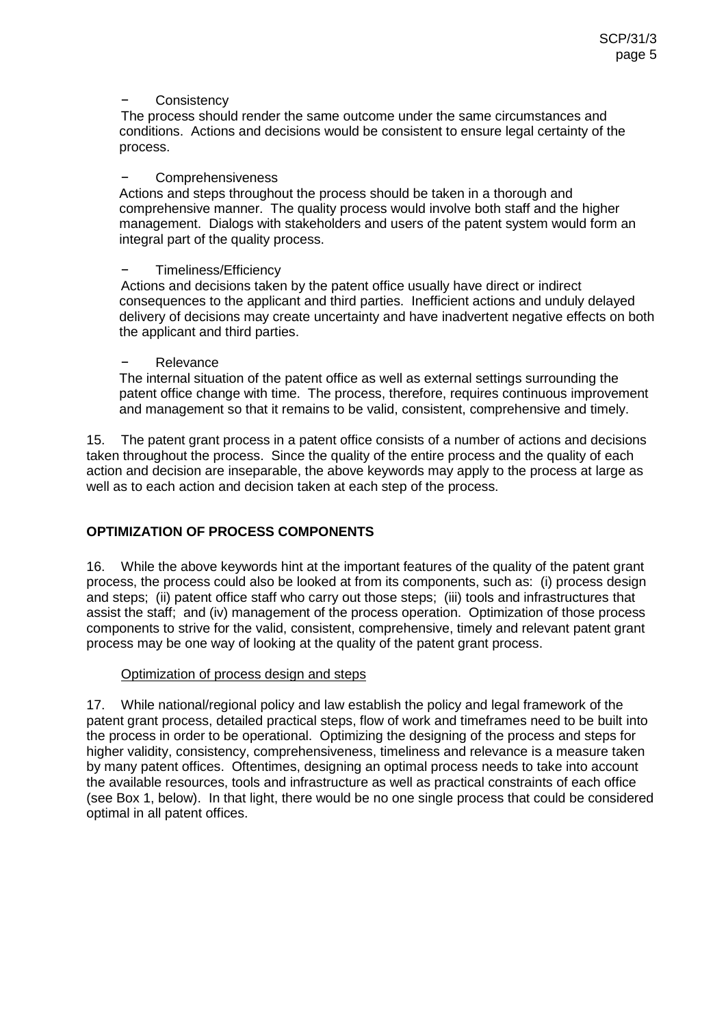- Consistency

  The process should render the same outcome under the same circumstances and conditions. Actions and decisions would be consistent to ensure legal certainty of the process.

- Comprehensiveness

  Actions and steps throughout the process should be taken in a thorough and comprehensive manner. The quality process would involve both staff and the higher management. Dialogs with stakeholders and users of the patent system would form an integral part of the quality process.

- Timeliness/Efficiency

  Actions and decisions taken by the patent office usually have direct or indirect consequences to the applicant and third parties. Inefficient actions and unduly delayed delivery of decisions may create uncertainty and have inadvertent negative effects on both the applicant and third parties.

- Relevance

  The internal situation of the patent office as well as external settings surrounding the patent office change with time. The process, therefore, requires continuous improvement and management so that it remains to be valid, consistent, comprehensive and timely.

15. The patent grant process in a patent office consists of a number of actions and decisions taken throughout the process. Since the quality of the entire process and the quality of each action and decision are inseparable, the above keywords may apply to the process at large as well as to each action and decision taken at each step of the process.

## OPTIMIZATION OF PROCESS COMPONENTS

16. While the above keywords hint at the important features of the quality of the patent grant process, the process could also be looked at from its components, such as: (i) process design and steps; (ii) patent office staff who carry out those steps; (iii) tools and infrastructures that assist the staff; and (iv) management of the process operation. Optimization of those process components to strive for the valid, consistent, comprehensive, timely and relevant patent grant process may be one way of looking at the quality of the patent grant process.

### Optimization of process design and steps

17. While national/regional policy and law establish the policy and legal framework of the patent grant process, detailed practical steps, flow of work and timeframes need to be built into the process in order to be operational. Optimizing the designing of the process and steps for higher validity, consistency, comprehensiveness, timeliness and relevance is a measure taken by many patent offices. Oftentimes, designing an optimal process needs to take into account the available resources, tools and infrastructure as well as practical constraints of each office (see Box 1, below). In that light, there would be no one single process that could be considered optimal in all patent offices.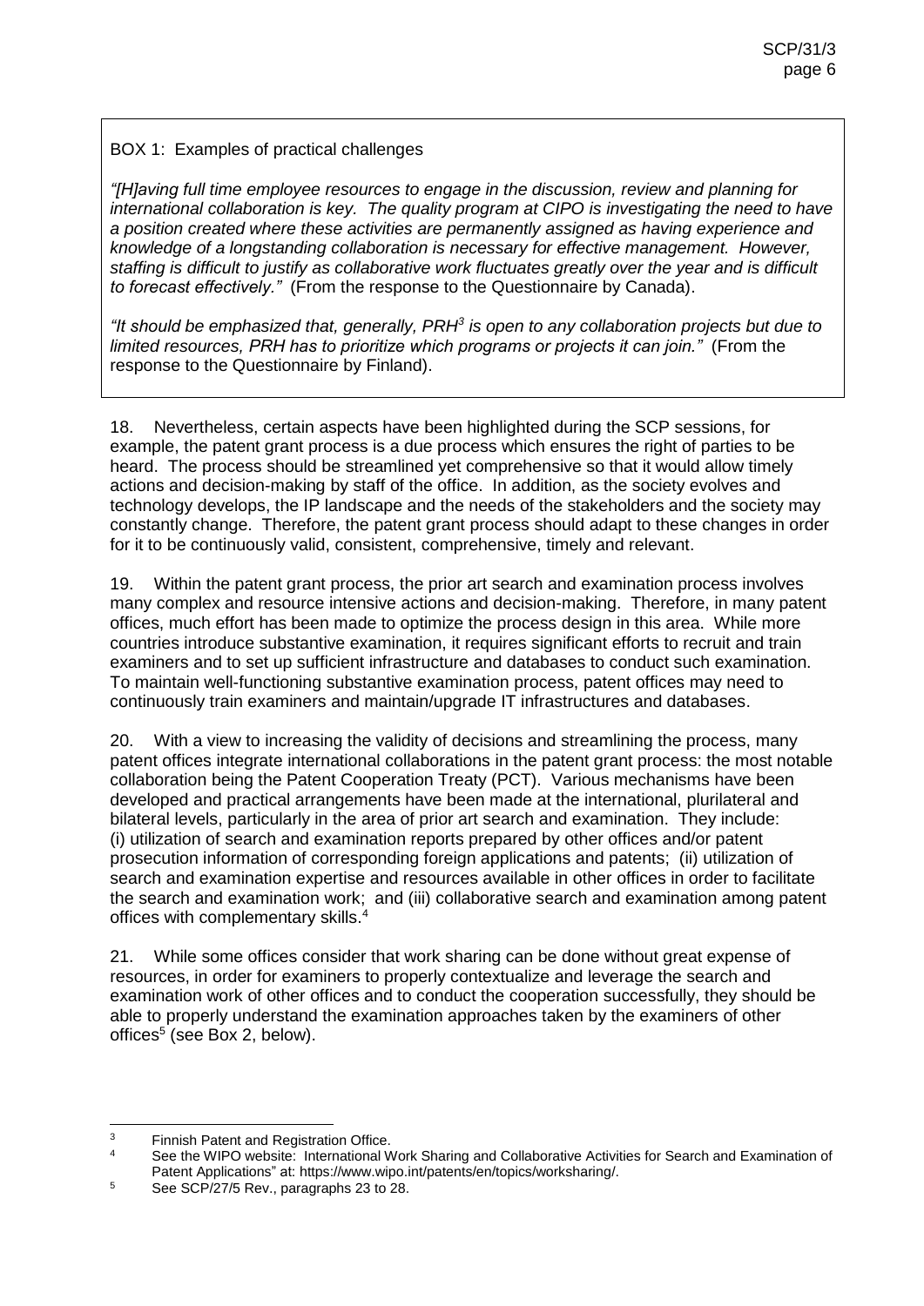BOX 1: Examples of practical challenges

*"[H]aving full time employee resources to engage in the discussion, review and planning for international collaboration is key. The quality program at CIPO is investigating the need to have a position created where these activities are permanently assigned as having experience and knowledge of a longstanding collaboration is necessary for effective management. However, staffing is difficult to justify as collaborative work fluctuates greatly over the year and is difficult to forecast effectively."* (From the response to the Questionnaire by Canada).

*"It should be emphasized that, generally, PRH[3] is open to any collaboration projects but due to limited resources, PRH has to prioritize which programs or projects it can join."* (From the response to the Questionnaire by Finland).

18. Nevertheless, certain aspects have been highlighted during the SCP sessions, for example, the patent grant process is a due process which ensures the right of parties to be heard. The process should be streamlined yet comprehensive so that it would allow timely actions and decision-making by staff of the office. In addition, as the society evolves and technology develops, the IP landscape and the needs of the stakeholders and the society may constantly change. Therefore, the patent grant process should adapt to these changes in order for it to be continuously valid, consistent, comprehensive, timely and relevant.

19. Within the patent grant process, the prior art search and examination process involves many complex and resource intensive actions and decision-making. Therefore, in many patent offices, much effort has been made to optimize the process design in this area. While more countries introduce substantive examination, it requires significant efforts to recruit and train examiners and to set up sufficient infrastructure and databases to conduct such examination. To maintain well-functioning substantive examination process, patent offices may need to continuously train examiners and maintain/upgrade IT infrastructures and databases.

20. With a view to increasing the validity of decisions and streamlining the process, many patent offices integrate international collaborations in the patent grant process: the most notable collaboration being the Patent Cooperation Treaty (PCT). Various mechanisms have been developed and practical arrangements have been made at the international, plurilateral and bilateral levels, particularly in the area of prior art search and examination. They include: (i) utilization of search and examination reports prepared by other offices and/or patent prosecution information of corresponding foreign applications and patents; (ii) utilization of search and examination expertise and resources available in other offices in order to facilitate the search and examination work; and (iii) collaborative search and examination among patent offices with complementary skills.[4]

21. While some offices consider that work sharing can be done without great expense of resources, in order for examiners to properly contextualize and leverage the search and examination work of other offices and to conduct the cooperation successfully, they should be able to properly understand the examination approaches taken by the examiners of other offices[5] (see Box 2, below).

---

[3] Finnish Patent and Registration Office.

[4] See the WIPO website: International Work Sharing and Collaborative Activities for Search and Examination of Patent Applications" at: https://www.wipo.int/patents/en/topics/worksharing/.

[5] See SCP/27/5 Rev., paragraphs 23 to 28.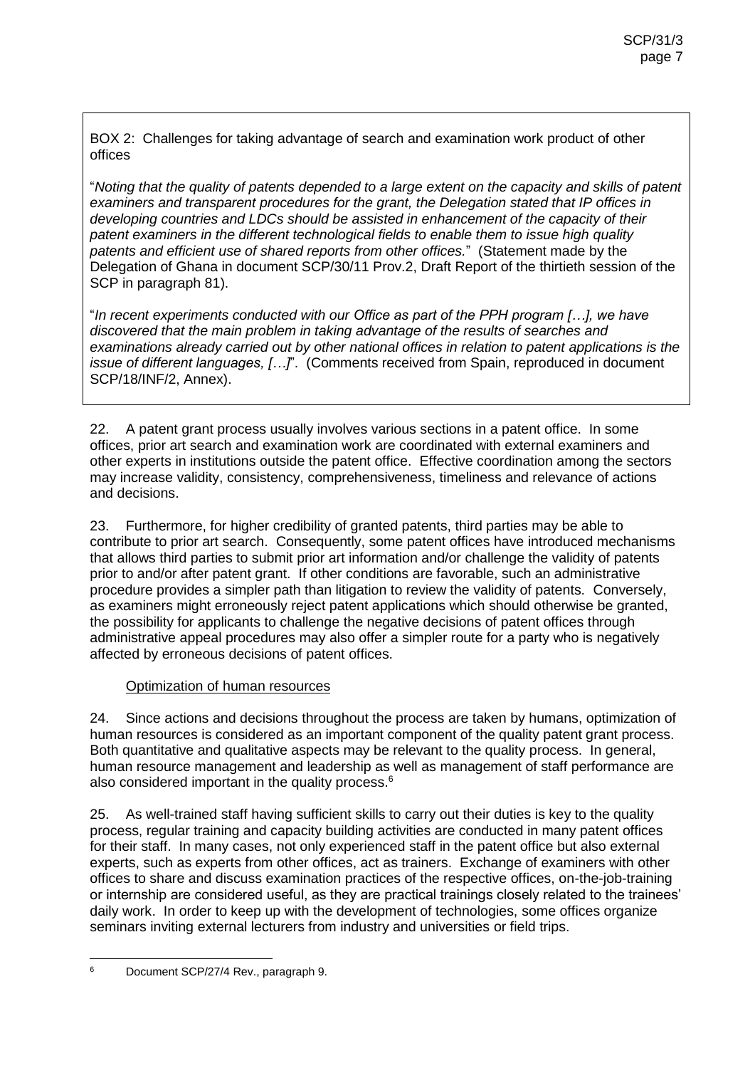BOX 2: Challenges for taking advantage of search and examination work product of other offices

"*Noting that the quality of patents depended to a large extent on the capacity and skills of patent examiners and transparent procedures for the grant, the Delegation stated that IP offices in developing countries and LDCs should be assisted in enhancement of the capacity of their patent examiners in the different technological fields to enable them to issue high quality patents and efficient use of shared reports from other offices.*" (Statement made by the Delegation of Ghana in document SCP/30/11 Prov.2, Draft Report of the thirtieth session of the SCP in paragraph 81).

"*In recent experiments conducted with our Office as part of the PPH program […], we have discovered that the main problem in taking advantage of the results of searches and examinations already carried out by other national offices in relation to patent applications is the issue of different languages, […]*". (Comments received from Spain, reproduced in document SCP/18/INF/2, Annex).

22. A patent grant process usually involves various sections in a patent office. In some offices, prior art search and examination work are coordinated with external examiners and other experts in institutions outside the patent office. Effective coordination among the sectors may increase validity, consistency, comprehensiveness, timeliness and relevance of actions and decisions.

23. Furthermore, for higher credibility of granted patents, third parties may be able to contribute to prior art search. Consequently, some patent offices have introduced mechanisms that allows third parties to submit prior art information and/or challenge the validity of patents prior to and/or after patent grant. If other conditions are favorable, such an administrative procedure provides a simpler path than litigation to review the validity of patents. Conversely, as examiners might erroneously reject patent applications which should otherwise be granted, the possibility for applicants to challenge the negative decisions of patent offices through administrative appeal procedures may also offer a simpler route for a party who is negatively affected by erroneous decisions of patent offices.

<u>Optimization of human resources</u>

24. Since actions and decisions throughout the process are taken by humans, optimization of human resources is considered as an important component of the quality patent grant process. Both quantitative and qualitative aspects may be relevant to the quality process. In general, human resource management and leadership as well as management of staff performance are also considered important in the quality process.[6]

25. As well-trained staff having sufficient skills to carry out their duties is key to the quality process, regular training and capacity building activities are conducted in many patent offices for their staff. In many cases, not only experienced staff in the patent office but also external experts, such as experts from other offices, act as trainers. Exchange of examiners with other offices to share and discuss examination practices of the respective offices, on-the-job-training or internship are considered useful, as they are practical trainings closely related to the trainees' daily work. In order to keep up with the development of technologies, some offices organize seminars inviting external lecturers from industry and universities or field trips.

---

[6] Document SCP/27/4 Rev., paragraph 9.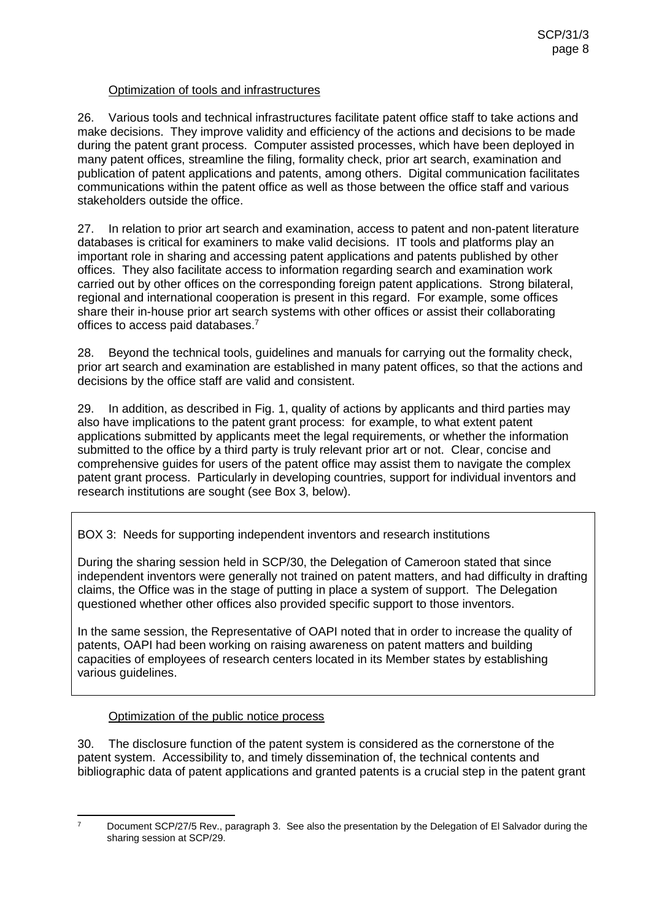Optimization of tools and infrastructures

26. Various tools and technical infrastructures facilitate patent office staff to take actions and make decisions. They improve validity and efficiency of the actions and decisions to be made during the patent grant process. Computer assisted processes, which have been deployed in many patent offices, streamline the filing, formality check, prior art search, examination and publication of patent applications and patents, among others. Digital communication facilitates communications within the patent office as well as those between the office staff and various stakeholders outside the office.

27. In relation to prior art search and examination, access to patent and non-patent literature databases is critical for examiners to make valid decisions. IT tools and platforms play an important role in sharing and accessing patent applications and patents published by other offices. They also facilitate access to information regarding search and examination work carried out by other offices on the corresponding foreign patent applications. Strong bilateral, regional and international cooperation is present in this regard. For example, some offices share their in-house prior art search systems with other offices or assist their collaborating offices to access paid databases.[7]

28. Beyond the technical tools, guidelines and manuals for carrying out the formality check, prior art search and examination are established in many patent offices, so that the actions and decisions by the office staff are valid and consistent.

29. In addition, as described in Fig. 1, quality of actions by applicants and third parties may also have implications to the patent grant process: for example, to what extent patent applications submitted by applicants meet the legal requirements, or whether the information submitted to the office by a third party is truly relevant prior art or not. Clear, concise and comprehensive guides for users of the patent office may assist them to navigate the complex patent grant process. Particularly in developing countries, support for individual inventors and research institutions are sought (see Box 3, below).

> BOX 3: Needs for supporting independent inventors and research institutions
>
> During the sharing session held in SCP/30, the Delegation of Cameroon stated that since independent inventors were generally not trained on patent matters, and had difficulty in drafting claims, the Office was in the stage of putting in place a system of support. The Delegation questioned whether other offices also provided specific support to those inventors.
>
> In the same session, the Representative of OAPI noted that in order to increase the quality of patents, OAPI had been working on raising awareness on patent matters and building capacities of employees of research centers located in its Member states by establishing various guidelines.

Optimization of the public notice process

30. The disclosure function of the patent system is considered as the cornerstone of the patent system. Accessibility to, and timely dissemination of, the technical contents and bibliographic data of patent applications and granted patents is a crucial step in the patent grant

---

[7] Document SCP/27/5 Rev., paragraph 3. See also the presentation by the Delegation of El Salvador during the sharing session at SCP/29.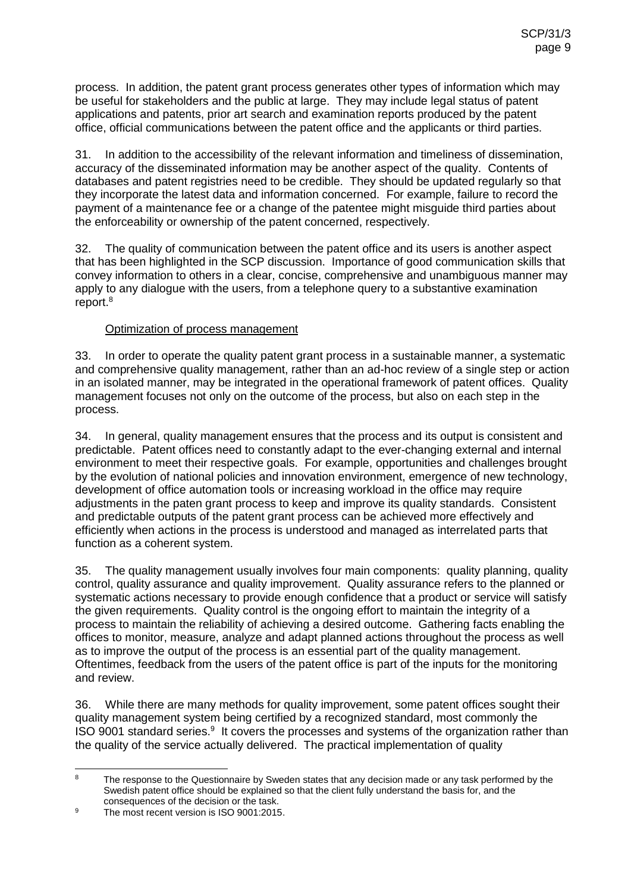process. In addition, the patent grant process generates other types of information which may be useful for stakeholders and the public at large. They may include legal status of patent applications and patents, prior art search and examination reports produced by the patent office, official communications between the patent office and the applicants or third parties.

31. In addition to the accessibility of the relevant information and timeliness of dissemination, accuracy of the disseminated information may be another aspect of the quality. Contents of databases and patent registries need to be credible. They should be updated regularly so that they incorporate the latest data and information concerned. For example, failure to record the payment of a maintenance fee or a change of the patentee might misguide third parties about the enforceability or ownership of the patent concerned, respectively.

32. The quality of communication between the patent office and its users is another aspect that has been highlighted in the SCP discussion. Importance of good communication skills that convey information to others in a clear, concise, comprehensive and unambiguous manner may apply to any dialogue with the users, from a telephone query to a substantive examination report.[8]

Optimization of process management

33. In order to operate the quality patent grant process in a sustainable manner, a systematic and comprehensive quality management, rather than an ad-hoc review of a single step or action in an isolated manner, may be integrated in the operational framework of patent offices. Quality management focuses not only on the outcome of the process, but also on each step in the process.

34. In general, quality management ensures that the process and its output is consistent and predictable. Patent offices need to constantly adapt to the ever-changing external and internal environment to meet their respective goals. For example, opportunities and challenges brought by the evolution of national policies and innovation environment, emergence of new technology, development of office automation tools or increasing workload in the office may require adjustments in the paten grant process to keep and improve its quality standards. Consistent and predictable outputs of the patent grant process can be achieved more effectively and efficiently when actions in the process is understood and managed as interrelated parts that function as a coherent system.

35. The quality management usually involves four main components: quality planning, quality control, quality assurance and quality improvement. Quality assurance refers to the planned or systematic actions necessary to provide enough confidence that a product or service will satisfy the given requirements. Quality control is the ongoing effort to maintain the integrity of a process to maintain the reliability of achieving a desired outcome. Gathering facts enabling the offices to monitor, measure, analyze and adapt planned actions throughout the process as well as to improve the output of the process is an essential part of the quality management. Oftentimes, feedback from the users of the patent office is part of the inputs for the monitoring and review.

36. While there are many methods for quality improvement, some patent offices sought their quality management system being certified by a recognized standard, most commonly the ISO 9001 standard series.[9] It covers the processes and systems of the organization rather than the quality of the service actually delivered. The practical implementation of quality

---

[8] The response to the Questionnaire by Sweden states that any decision made or any task performed by the Swedish patent office should be explained so that the client fully understand the basis for, and the consequences of the decision or the task.

[9] The most recent version is ISO 9001:2015.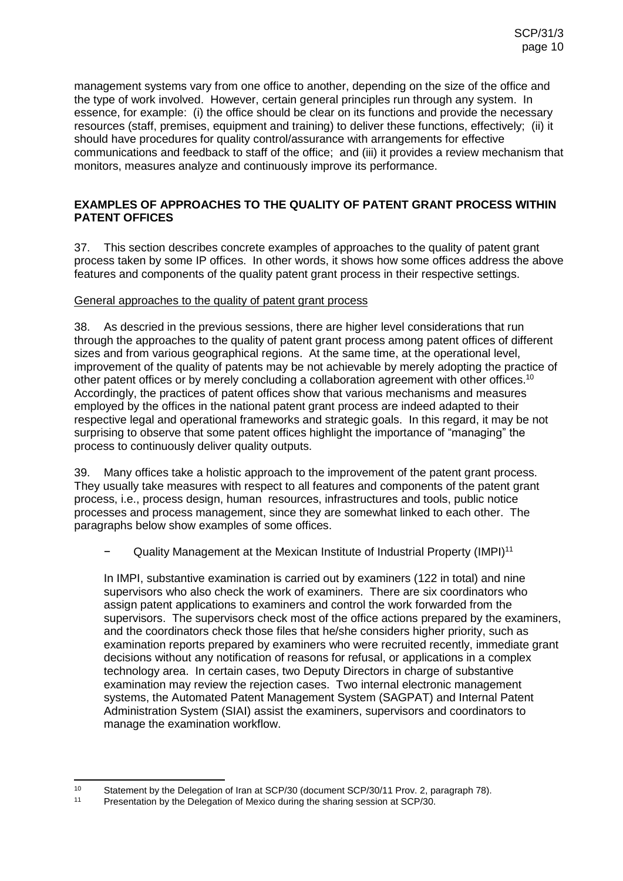management systems vary from one office to another, depending on the size of the office and the type of work involved. However, certain general principles run through any system. In essence, for example: (i) the office should be clear on its functions and provide the necessary resources (staff, premises, equipment and training) to deliver these functions, effectively; (ii) it should have procedures for quality control/assurance with arrangements for effective communications and feedback to staff of the office; and (iii) it provides a review mechanism that monitors, measures analyze and continuously improve its performance.

## EXAMPLES OF APPROACHES TO THE QUALITY OF PATENT GRANT PROCESS WITHIN PATENT OFFICES

37. This section describes concrete examples of approaches to the quality of patent grant process taken by some IP offices. In other words, it shows how some offices address the above features and components of the quality patent grant process in their respective settings.

### General approaches to the quality of patent grant process

38. As descried in the previous sessions, there are higher level considerations that run through the approaches to the quality of patent grant process among patent offices of different sizes and from various geographical regions. At the same time, at the operational level, improvement of the quality of patents may be not achievable by merely adopting the practice of other patent offices or by merely concluding a collaboration agreement with other offices.[10] Accordingly, the practices of patent offices show that various mechanisms and measures employed by the offices in the national patent grant process are indeed adapted to their respective legal and operational frameworks and strategic goals. In this regard, it may be not surprising to observe that some patent offices highlight the importance of "managing" the process to continuously deliver quality outputs.

39. Many offices take a holistic approach to the improvement of the patent grant process. They usually take measures with respect to all features and components of the patent grant process, i.e., process design, human resources, infrastructures and tools, public notice processes and process management, since they are somewhat linked to each other. The paragraphs below show examples of some offices.

- Quality Management at the Mexican Institute of Industrial Property (IMPI)[11]

In IMPI, substantive examination is carried out by examiners (122 in total) and nine supervisors who also check the work of examiners. There are six coordinators who assign patent applications to examiners and control the work forwarded from the supervisors. The supervisors check most of the office actions prepared by the examiners, and the coordinators check those files that he/she considers higher priority, such as examination reports prepared by examiners who were recruited recently, immediate grant decisions without any notification of reasons for refusal, or applications in a complex technology area. In certain cases, two Deputy Directors in charge of substantive examination may review the rejection cases. Two internal electronic management systems, the Automated Patent Management System (SAGPAT) and Internal Patent Administration System (SIAI) assist the examiners, supervisors and coordinators to manage the examination workflow.

---

[10] Statement by the Delegation of Iran at SCP/30 (document SCP/30/11 Prov. 2, paragraph 78).

[11] Presentation by the Delegation of Mexico during the sharing session at SCP/30.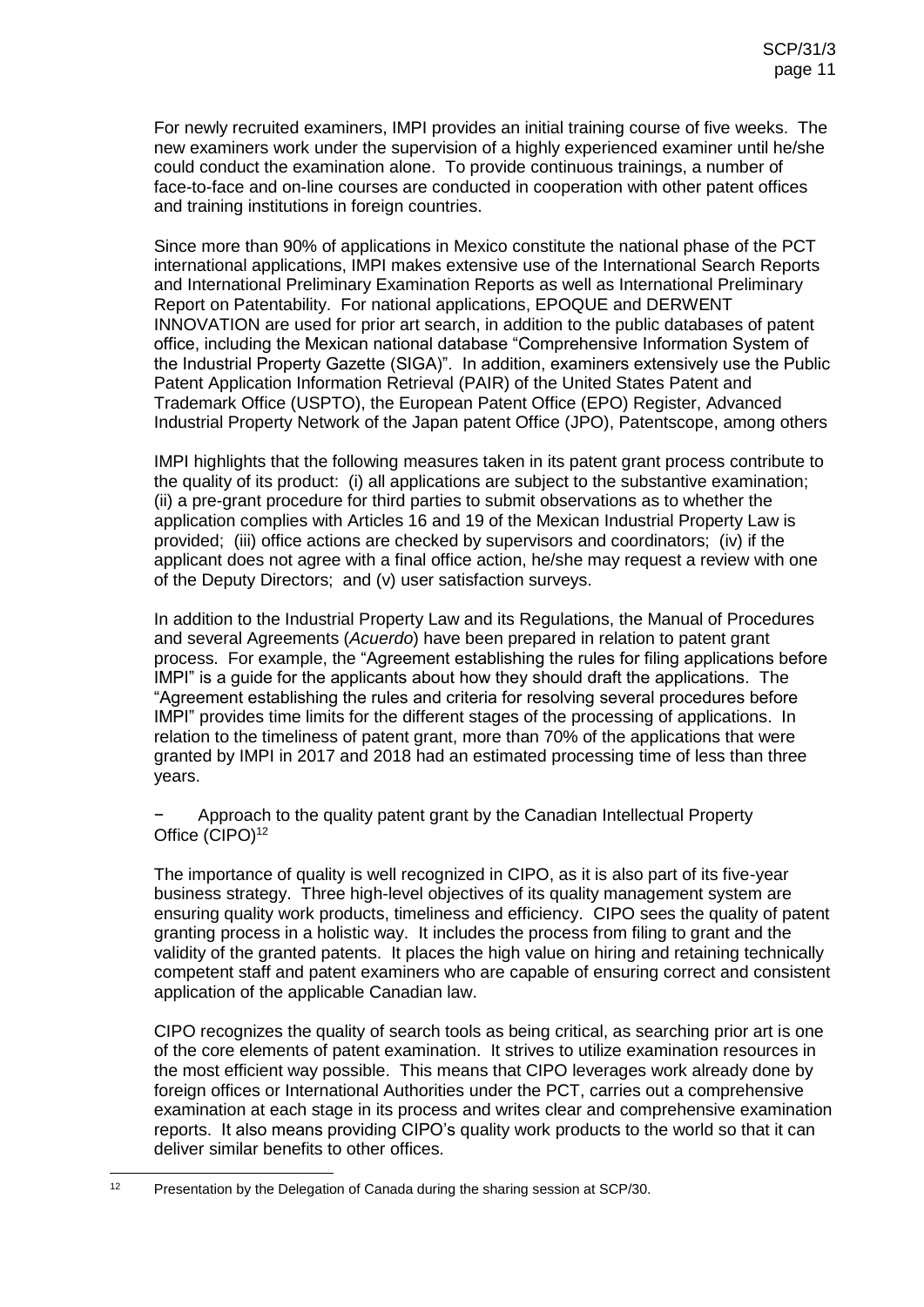For newly recruited examiners, IMPI provides an initial training course of five weeks. The new examiners work under the supervision of a highly experienced examiner until he/she could conduct the examination alone. To provide continuous trainings, a number of face-to-face and on-line courses are conducted in cooperation with other patent offices and training institutions in foreign countries.

Since more than 90% of applications in Mexico constitute the national phase of the PCT international applications, IMPI makes extensive use of the International Search Reports and International Preliminary Examination Reports as well as International Preliminary Report on Patentability. For national applications, EPOQUE and DERWENT INNOVATION are used for prior art search, in addition to the public databases of patent office, including the Mexican national database "Comprehensive Information System of the Industrial Property Gazette (SIGA)". In addition, examiners extensively use the Public Patent Application Information Retrieval (PAIR) of the United States Patent and Trademark Office (USPTO), the European Patent Office (EPO) Register, Advanced Industrial Property Network of the Japan patent Office (JPO), Patentscope, among others

IMPI highlights that the following measures taken in its patent grant process contribute to the quality of its product: (i) all applications are subject to the substantive examination; (ii) a pre-grant procedure for third parties to submit observations as to whether the application complies with Articles 16 and 19 of the Mexican Industrial Property Law is provided; (iii) office actions are checked by supervisors and coordinators; (iv) if the applicant does not agree with a final office action, he/she may request a review with one of the Deputy Directors; and (v) user satisfaction surveys.

In addition to the Industrial Property Law and its Regulations, the Manual of Procedures and several Agreements (*Acuerdo*) have been prepared in relation to patent grant process. For example, the "Agreement establishing the rules for filing applications before IMPI" is a guide for the applicants about how they should draft the applications. The "Agreement establishing the rules and criteria for resolving several procedures before IMPI" provides time limits for the different stages of the processing of applications. In relation to the timeliness of patent grant, more than 70% of the applications that were granted by IMPI in 2017 and 2018 had an estimated processing time of less than three years.

− Approach to the quality patent grant by the Canadian Intellectual Property Office (CIPO)[12]

The importance of quality is well recognized in CIPO, as it is also part of its five-year business strategy. Three high-level objectives of its quality management system are ensuring quality work products, timeliness and efficiency. CIPO sees the quality of patent granting process in a holistic way. It includes the process from filing to grant and the validity of the granted patents. It places the high value on hiring and retaining technically competent staff and patent examiners who are capable of ensuring correct and consistent application of the applicable Canadian law.

CIPO recognizes the quality of search tools as being critical, as searching prior art is one of the core elements of patent examination. It strives to utilize examination resources in the most efficient way possible. This means that CIPO leverages work already done by foreign offices or International Authorities under the PCT, carries out a comprehensive examination at each stage in its process and writes clear and comprehensive examination reports. It also means providing CIPO's quality work products to the world so that it can deliver similar benefits to other offices.

---

[12] Presentation by the Delegation of Canada during the sharing session at SCP/30.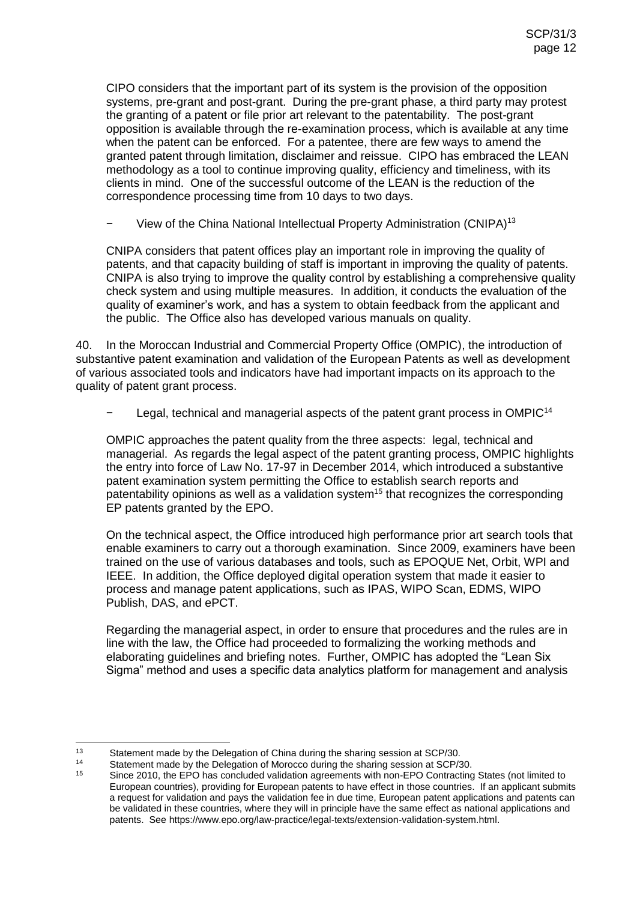CIPO considers that the important part of its system is the provision of the opposition systems, pre-grant and post-grant. During the pre-grant phase, a third party may protest the granting of a patent or file prior art relevant to the patentability. The post-grant opposition is available through the re-examination process, which is available at any time when the patent can be enforced. For a patentee, there are few ways to amend the granted patent through limitation, disclaimer and reissue. CIPO has embraced the LEAN methodology as a tool to continue improving quality, efficiency and timeliness, with its clients in mind. One of the successful outcome of the LEAN is the reduction of the correspondence processing time from 10 days to two days.

− View of the China National Intellectual Property Administration (CNIPA)[13]

CNIPA considers that patent offices play an important role in improving the quality of patents, and that capacity building of staff is important in improving the quality of patents. CNIPA is also trying to improve the quality control by establishing a comprehensive quality check system and using multiple measures. In addition, it conducts the evaluation of the quality of examiner's work, and has a system to obtain feedback from the applicant and the public. The Office also has developed various manuals on quality.

40. In the Moroccan Industrial and Commercial Property Office (OMPIC), the introduction of substantive patent examination and validation of the European Patents as well as development of various associated tools and indicators have had important impacts on its approach to the quality of patent grant process.

− Legal, technical and managerial aspects of the patent grant process in OMPIC[14]

OMPIC approaches the patent quality from the three aspects: legal, technical and managerial. As regards the legal aspect of the patent granting process, OMPIC highlights the entry into force of Law No. 17-97 in December 2014, which introduced a substantive patent examination system permitting the Office to establish search reports and patentability opinions as well as a validation system[15] that recognizes the corresponding EP patents granted by the EPO.

On the technical aspect, the Office introduced high performance prior art search tools that enable examiners to carry out a thorough examination. Since 2009, examiners have been trained on the use of various databases and tools, such as EPOQUE Net, Orbit, WPI and IEEE. In addition, the Office deployed digital operation system that made it easier to process and manage patent applications, such as IPAS, WIPO Scan, EDMS, WIPO Publish, DAS, and ePCT.

Regarding the managerial aspect, in order to ensure that procedures and the rules are in line with the law, the Office had proceeded to formalizing the working methods and elaborating guidelines and briefing notes. Further, OMPIC has adopted the "Lean Six Sigma" method and uses a specific data analytics platform for management and analysis

---

[13] Statement made by the Delegation of China during the sharing session at SCP/30.

[14] Statement made by the Delegation of Morocco during the sharing session at SCP/30.

[15] Since 2010, the EPO has concluded validation agreements with non-EPO Contracting States (not limited to European countries), providing for European patents to have effect in those countries. If an applicant submits a request for validation and pays the validation fee in due time, European patent applications and patents can be validated in these countries, where they will in principle have the same effect as national applications and patents. See https://www.epo.org/law-practice/legal-texts/extension-validation-system.html.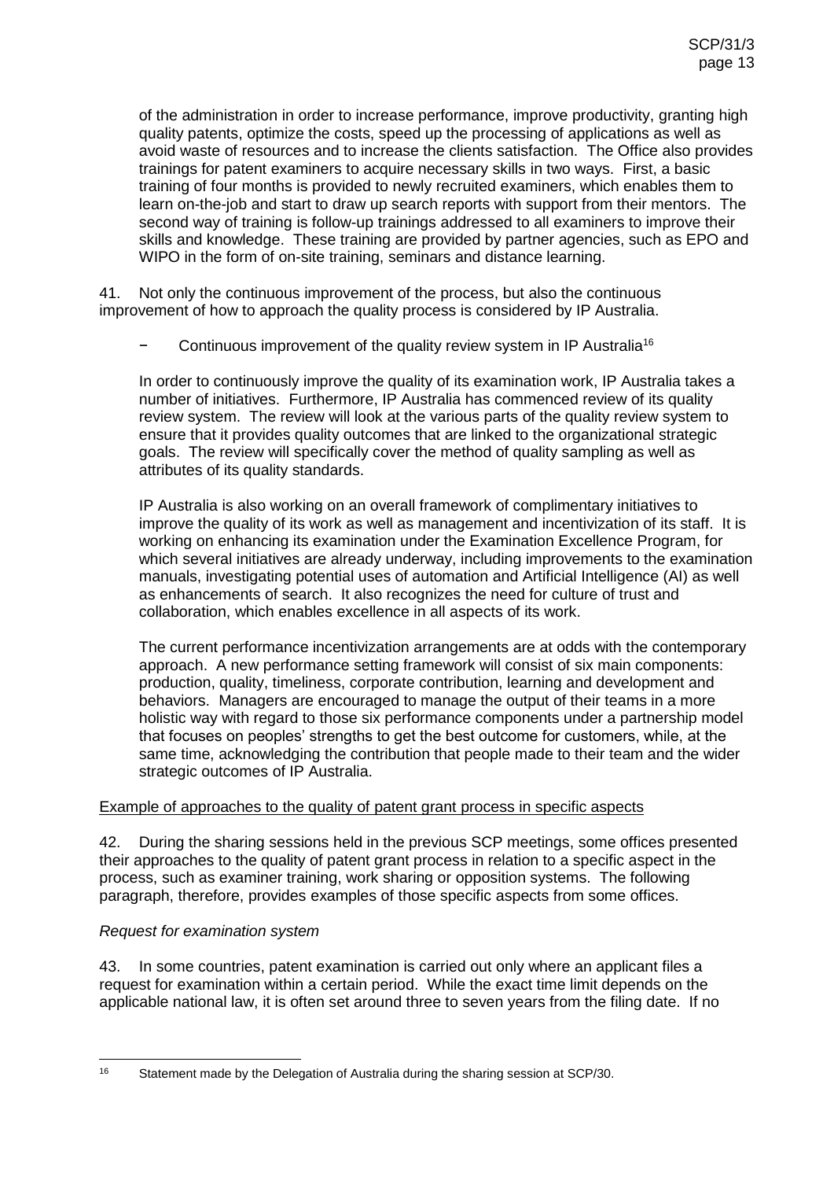of the administration in order to increase performance, improve productivity, granting high quality patents, optimize the costs, speed up the processing of applications as well as avoid waste of resources and to increase the clients satisfaction. The Office also provides trainings for patent examiners to acquire necessary skills in two ways. First, a basic training of four months is provided to newly recruited examiners, which enables them to learn on-the-job and start to draw up search reports with support from their mentors. The second way of training is follow-up trainings addressed to all examiners to improve their skills and knowledge. These training are provided by partner agencies, such as EPO and WIPO in the form of on-site training, seminars and distance learning.

41. Not only the continuous improvement of the process, but also the continuous improvement of how to approach the quality process is considered by IP Australia.

− Continuous improvement of the quality review system in IP Australia[16]

In order to continuously improve the quality of its examination work, IP Australia takes a number of initiatives. Furthermore, IP Australia has commenced review of its quality review system. The review will look at the various parts of the quality review system to ensure that it provides quality outcomes that are linked to the organizational strategic goals. The review will specifically cover the method of quality sampling as well as attributes of its quality standards.

IP Australia is also working on an overall framework of complimentary initiatives to improve the quality of its work as well as management and incentivization of its staff. It is working on enhancing its examination under the Examination Excellence Program, for which several initiatives are already underway, including improvements to the examination manuals, investigating potential uses of automation and Artificial Intelligence (AI) as well as enhancements of search. It also recognizes the need for culture of trust and collaboration, which enables excellence in all aspects of its work.

The current performance incentivization arrangements are at odds with the contemporary approach. A new performance setting framework will consist of six main components: production, quality, timeliness, corporate contribution, learning and development and behaviors. Managers are encouraged to manage the output of their teams in a more holistic way with regard to those six performance components under a partnership model that focuses on peoples' strengths to get the best outcome for customers, while, at the same time, acknowledging the contribution that people made to their team and the wider strategic outcomes of IP Australia.

<u>Example of approaches to the quality of patent grant process in specific aspects</u>

42. During the sharing sessions held in the previous SCP meetings, some offices presented their approaches to the quality of patent grant process in relation to a specific aspect in the process, such as examiner training, work sharing or opposition systems. The following paragraph, therefore, provides examples of those specific aspects from some offices.

*Request for examination system*

43. In some countries, patent examination is carried out only where an applicant files a request for examination within a certain period. While the exact time limit depends on the applicable national law, it is often set around three to seven years from the filing date. If no

---

[16] Statement made by the Delegation of Australia during the sharing session at SCP/30.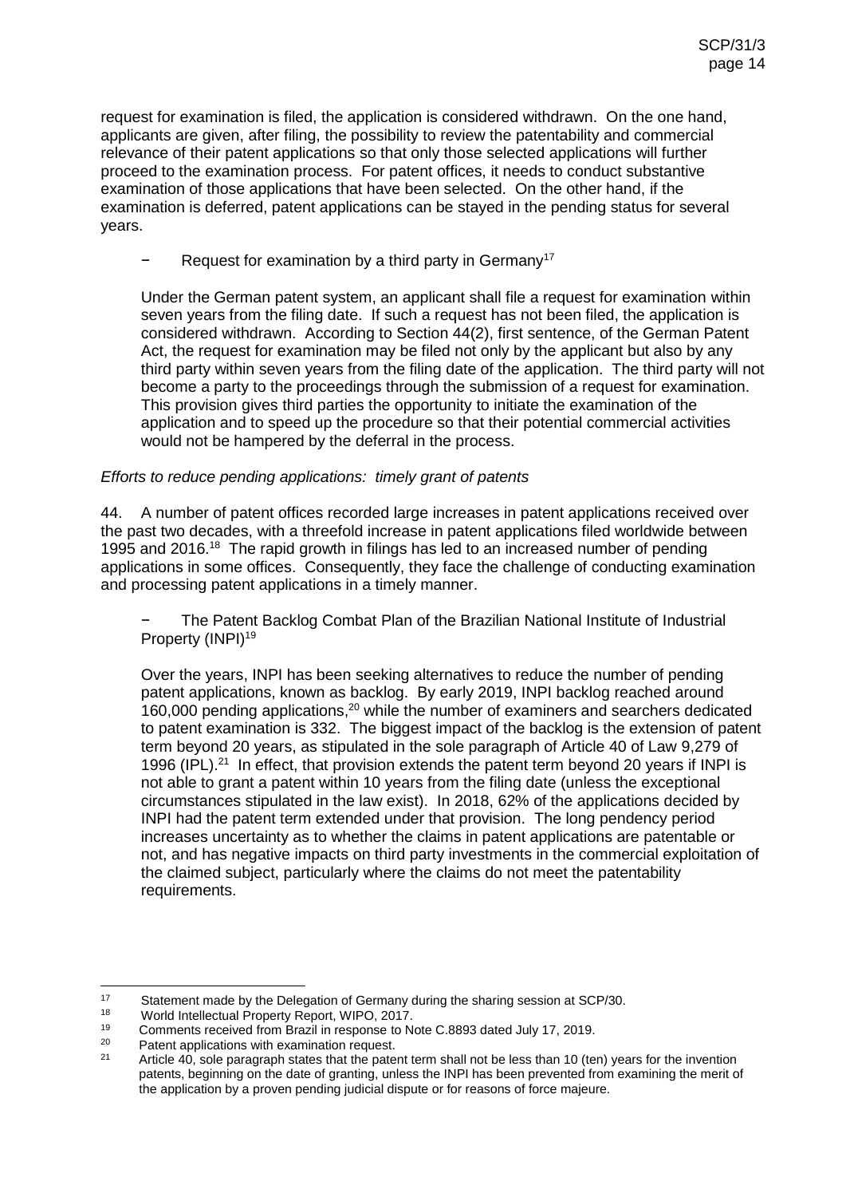request for examination is filed, the application is considered withdrawn. On the one hand, applicants are given, after filing, the possibility to review the patentability and commercial relevance of their patent applications so that only those selected applications will further proceed to the examination process. For patent offices, it needs to conduct substantive examination of those applications that have been selected. On the other hand, if the examination is deferred, patent applications can be stayed in the pending status for several years.

− Request for examination by a third party in Germany[17]

Under the German patent system, an applicant shall file a request for examination within seven years from the filing date. If such a request has not been filed, the application is considered withdrawn. According to Section 44(2), first sentence, of the German Patent Act, the request for examination may be filed not only by the applicant but also by any third party within seven years from the filing date of the application. The third party will not become a party to the proceedings through the submission of a request for examination. This provision gives third parties the opportunity to initiate the examination of the application and to speed up the procedure so that their potential commercial activities would not be hampered by the deferral in the process.

*Efforts to reduce pending applications: timely grant of patents*

44. A number of patent offices recorded large increases in patent applications received over the past two decades, with a threefold increase in patent applications filed worldwide between 1995 and 2016.[18] The rapid growth in filings has led to an increased number of pending applications in some offices. Consequently, they face the challenge of conducting examination and processing patent applications in a timely manner.

− The Patent Backlog Combat Plan of the Brazilian National Institute of Industrial Property (INPI)[19]

Over the years, INPI has been seeking alternatives to reduce the number of pending patent applications, known as backlog. By early 2019, INPI backlog reached around 160,000 pending applications,[20] while the number of examiners and searchers dedicated to patent examination is 332. The biggest impact of the backlog is the extension of patent term beyond 20 years, as stipulated in the sole paragraph of Article 40 of Law 9,279 of 1996 (IPL).[21] In effect, that provision extends the patent term beyond 20 years if INPI is not able to grant a patent within 10 years from the filing date (unless the exceptional circumstances stipulated in the law exist). In 2018, 62% of the applications decided by INPI had the patent term extended under that provision. The long pendency period increases uncertainty as to whether the claims in patent applications are patentable or not, and has negative impacts on third party investments in the commercial exploitation of the claimed subject, particularly where the claims do not meet the patentability requirements.

---

[17] Statement made by the Delegation of Germany during the sharing session at SCP/30.

[18] World Intellectual Property Report, WIPO, 2017.

[19] Comments received from Brazil in response to Note C.8893 dated July 17, 2019.

[20] Patent applications with examination request.

[21] Article 40, sole paragraph states that the patent term shall not be less than 10 (ten) years for the invention patents, beginning on the date of granting, unless the INPI has been prevented from examining the merit of the application by a proven pending judicial dispute or for reasons of force majeure.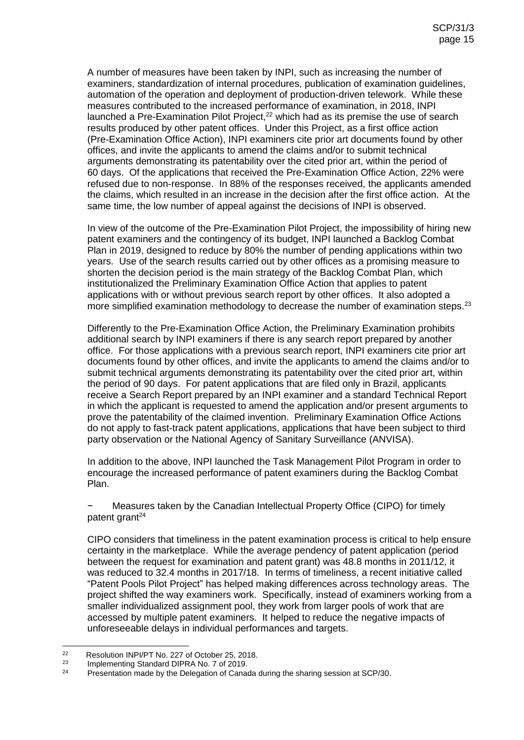A number of measures have been taken by INPI, such as increasing the number of examiners, standardization of internal procedures, publication of examination guidelines, automation of the operation and deployment of production-driven telework. While these measures contributed to the increased performance of examination, in 2018, INPI launched a Pre-Examination Pilot Project,[22] which had as its premise the use of search results produced by other patent offices. Under this Project, as a first office action (Pre-Examination Office Action), INPI examiners cite prior art documents found by other offices, and invite the applicants to amend the claims and/or to submit technical arguments demonstrating its patentability over the cited prior art, within the period of 60 days. Of the applications that received the Pre-Examination Office Action, 22% were refused due to non-response. In 88% of the responses received, the applicants amended the claims, which resulted in an increase in the decision after the first office action. At the same time, the low number of appeal against the decisions of INPI is observed.

In view of the outcome of the Pre-Examination Pilot Project, the impossibility of hiring new patent examiners and the contingency of its budget, INPI launched a Backlog Combat Plan in 2019, designed to reduce by 80% the number of pending applications within two years. Use of the search results carried out by other offices as a promising measure to shorten the decision period is the main strategy of the Backlog Combat Plan, which institutionalized the Preliminary Examination Office Action that applies to patent applications with or without previous search report by other offices. It also adopted a more simplified examination methodology to decrease the number of examination steps.[23]

Differently to the Pre-Examination Office Action, the Preliminary Examination prohibits additional search by INPI examiners if there is any search report prepared by another office. For those applications with a previous search report, INPI examiners cite prior art documents found by other offices, and invite the applicants to amend the claims and/or to submit technical arguments demonstrating its patentability over the cited prior art, within the period of 90 days. For patent applications that are filed only in Brazil, applicants receive a Search Report prepared by an INPI examiner and a standard Technical Report in which the applicant is requested to amend the application and/or present arguments to prove the patentability of the claimed invention. Preliminary Examination Office Actions do not apply to fast-track patent applications, applications that have been subject to third party observation or the National Agency of Sanitary Surveillance (ANVISA).

In addition to the above, INPI launched the Task Management Pilot Program in order to encourage the increased performance of patent examiners during the Backlog Combat Plan.

− Measures taken by the Canadian Intellectual Property Office (CIPO) for timely patent grant[24]

CIPO considers that timeliness in the patent examination process is critical to help ensure certainty in the marketplace. While the average pendency of patent application (period between the request for examination and patent grant) was 48.8 months in 2011/12, it was reduced to 32.4 months in 2017/18. In terms of timeliness, a recent initiative called "Patent Pools Pilot Project" has helped making differences across technology areas. The project shifted the way examiners work. Specifically, instead of examiners working from a smaller individualized assignment pool, they work from larger pools of work that are accessed by multiple patent examiners. It helped to reduce the negative impacts of unforeseeable delays in individual performances and targets.

---

[22] Resolution INPI/PT No. 227 of October 25, 2018.

[23] Implementing Standard DIPRA No. 7 of 2019.

[24] Presentation made by the Delegation of Canada during the sharing session at SCP/30.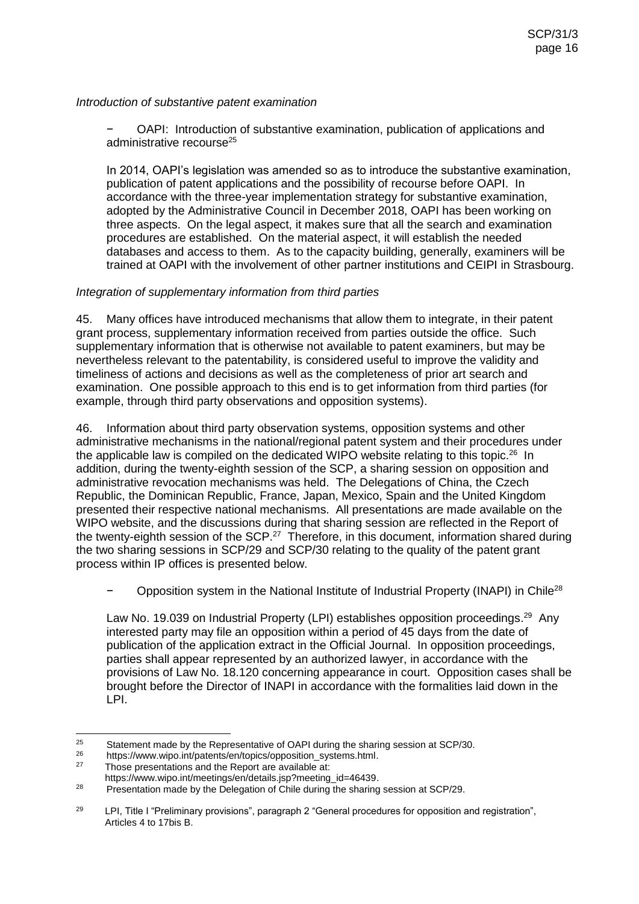*Introduction of substantive patent examination*

− OAPI: Introduction of substantive examination, publication of applications and administrative recourse[25]

In 2014, OAPI's legislation was amended so as to introduce the substantive examination, publication of patent applications and the possibility of recourse before OAPI. In accordance with the three-year implementation strategy for substantive examination, adopted by the Administrative Council in December 2018, OAPI has been working on three aspects. On the legal aspect, it makes sure that all the search and examination procedures are established. On the material aspect, it will establish the needed databases and access to them. As to the capacity building, generally, examiners will be trained at OAPI with the involvement of other partner institutions and CEIPI in Strasbourg.

*Integration of supplementary information from third parties*

45. Many offices have introduced mechanisms that allow them to integrate, in their patent grant process, supplementary information received from parties outside the office. Such supplementary information that is otherwise not available to patent examiners, but may be nevertheless relevant to the patentability, is considered useful to improve the validity and timeliness of actions and decisions as well as the completeness of prior art search and examination. One possible approach to this end is to get information from third parties (for example, through third party observations and opposition systems).

46. Information about third party observation systems, opposition systems and other administrative mechanisms in the national/regional patent system and their procedures under the applicable law is compiled on the dedicated WIPO website relating to this topic.[26] In addition, during the twenty-eighth session of the SCP, a sharing session on opposition and administrative revocation mechanisms was held. The Delegations of China, the Czech Republic, the Dominican Republic, France, Japan, Mexico, Spain and the United Kingdom presented their respective national mechanisms. All presentations are made available on the WIPO website, and the discussions during that sharing session are reflected in the Report of the twenty-eighth session of the SCP.[27] Therefore, in this document, information shared during the two sharing sessions in SCP/29 and SCP/30 relating to the quality of the patent grant process within IP offices is presented below.

− Opposition system in the National Institute of Industrial Property (INAPI) in Chile[28]

Law No. 19.039 on Industrial Property (LPI) establishes opposition proceedings.[29] Any interested party may file an opposition within a period of 45 days from the date of publication of the application extract in the Official Journal. In opposition proceedings, parties shall appear represented by an authorized lawyer, in accordance with the provisions of Law No. 18.120 concerning appearance in court. Opposition cases shall be brought before the Director of INAPI in accordance with the formalities laid down in the LPI.

---

[25] Statement made by the Representative of OAPI during the sharing session at SCP/30.

[26] https://www.wipo.int/patents/en/topics/opposition_systems.html.

[27] Those presentations and the Report are available at: https://www.wipo.int/meetings/en/details.jsp?meeting_id=46439.

[28] Presentation made by the Delegation of Chile during the sharing session at SCP/29.

[29] LPI, Title I "Preliminary provisions", paragraph 2 "General procedures for opposition and registration", Articles 4 to 17bis B.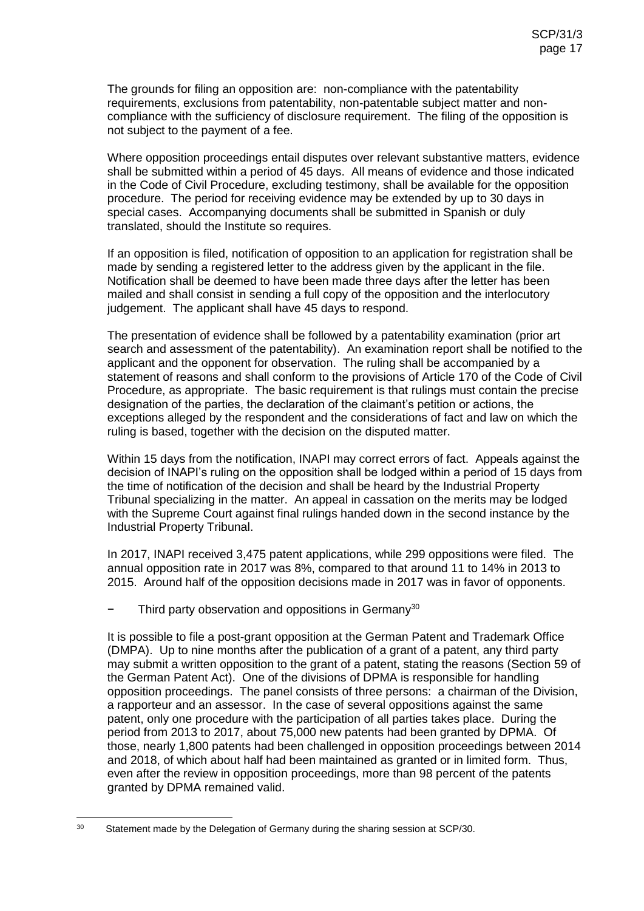The grounds for filing an opposition are: non-compliance with the patentability requirements, exclusions from patentability, non-patentable subject matter and non-compliance with the sufficiency of disclosure requirement. The filing of the opposition is not subject to the payment of a fee.

Where opposition proceedings entail disputes over relevant substantive matters, evidence shall be submitted within a period of 45 days. All means of evidence and those indicated in the Code of Civil Procedure, excluding testimony, shall be available for the opposition procedure. The period for receiving evidence may be extended by up to 30 days in special cases. Accompanying documents shall be submitted in Spanish or duly translated, should the Institute so requires.

If an opposition is filed, notification of opposition to an application for registration shall be made by sending a registered letter to the address given by the applicant in the file. Notification shall be deemed to have been made three days after the letter has been mailed and shall consist in sending a full copy of the opposition and the interlocutory judgement. The applicant shall have 45 days to respond.

The presentation of evidence shall be followed by a patentability examination (prior art search and assessment of the patentability). An examination report shall be notified to the applicant and the opponent for observation. The ruling shall be accompanied by a statement of reasons and shall conform to the provisions of Article 170 of the Code of Civil Procedure, as appropriate. The basic requirement is that rulings must contain the precise designation of the parties, the declaration of the claimant's petition or actions, the exceptions alleged by the respondent and the considerations of fact and law on which the ruling is based, together with the decision on the disputed matter.

Within 15 days from the notification, INAPI may correct errors of fact. Appeals against the decision of INAPI's ruling on the opposition shall be lodged within a period of 15 days from the time of notification of the decision and shall be heard by the Industrial Property Tribunal specializing in the matter. An appeal in cassation on the merits may be lodged with the Supreme Court against final rulings handed down in the second instance by the Industrial Property Tribunal.

In 2017, INAPI received 3,475 patent applications, while 299 oppositions were filed. The annual opposition rate in 2017 was 8%, compared to that around 11 to 14% in 2013 to 2015. Around half of the opposition decisions made in 2017 was in favor of opponents.

− Third party observation and oppositions in Germany[30]

It is possible to file a post-grant opposition at the German Patent and Trademark Office (DMPA). Up to nine months after the publication of a grant of a patent, any third party may submit a written opposition to the grant of a patent, stating the reasons (Section 59 of the German Patent Act). One of the divisions of DPMA is responsible for handling opposition proceedings. The panel consists of three persons: a chairman of the Division, a rapporteur and an assessor. In the case of several oppositions against the same patent, only one procedure with the participation of all parties takes place. During the period from 2013 to 2017, about 75,000 new patents had been granted by DPMA. Of those, nearly 1,800 patents had been challenged in opposition proceedings between 2014 and 2018, of which about half had been maintained as granted or in limited form. Thus, even after the review in opposition proceedings, more than 98 percent of the patents granted by DPMA remained valid.

---

[30] Statement made by the Delegation of Germany during the sharing session at SCP/30.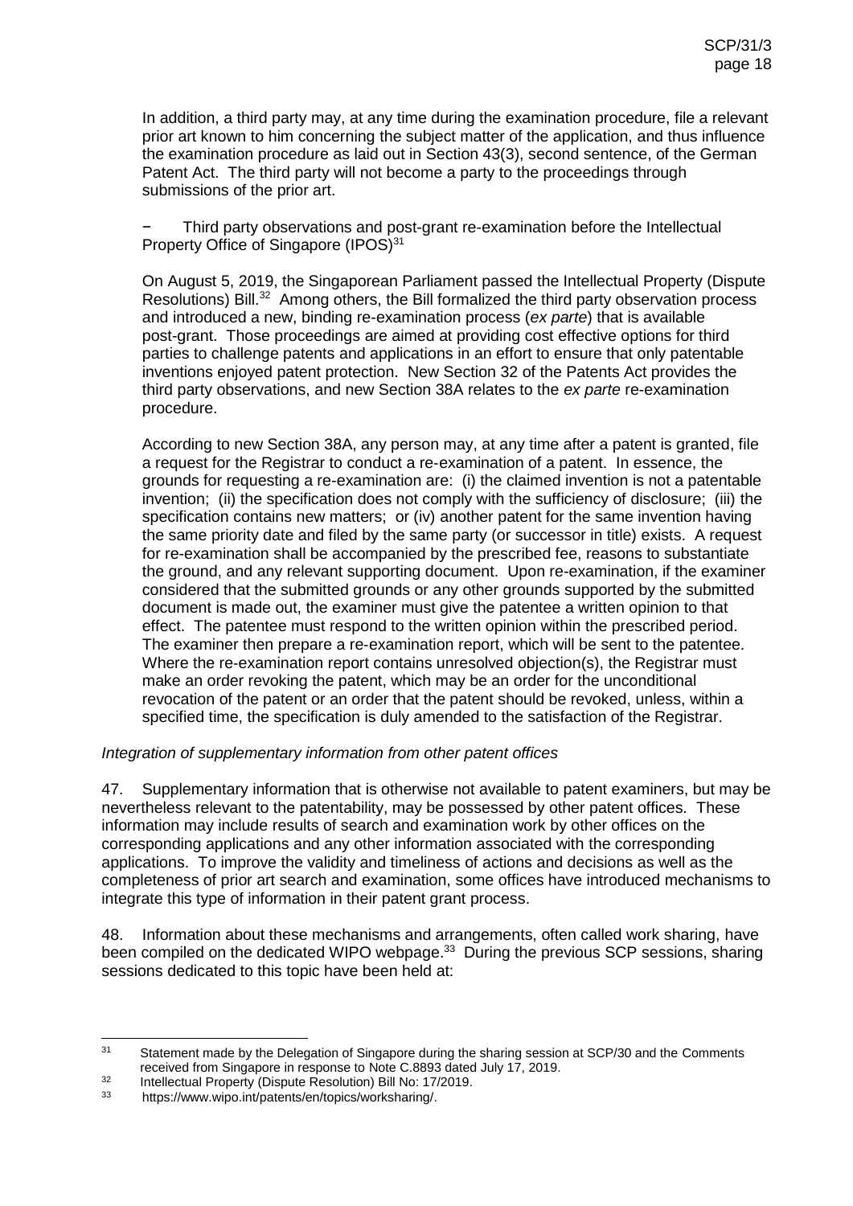In addition, a third party may, at any time during the examination procedure, file a relevant prior art known to him concerning the subject matter of the application, and thus influence the examination procedure as laid out in Section 43(3), second sentence, of the German Patent Act. The third party will not become a party to the proceedings through submissions of the prior art.

− Third party observations and post-grant re-examination before the Intellectual Property Office of Singapore (IPOS)[31]

On August 5, 2019, the Singaporean Parliament passed the Intellectual Property (Dispute Resolutions) Bill.[32] Among others, the Bill formalized the third party observation process and introduced a new, binding re-examination process (*ex parte*) that is available post-grant. Those proceedings are aimed at providing cost effective options for third parties to challenge patents and applications in an effort to ensure that only patentable inventions enjoyed patent protection. New Section 32 of the Patents Act provides the third party observations, and new Section 38A relates to the *ex parte* re-examination procedure.

According to new Section 38A, any person may, at any time after a patent is granted, file a request for the Registrar to conduct a re-examination of a patent. In essence, the grounds for requesting a re-examination are: (i) the claimed invention is not a patentable invention; (ii) the specification does not comply with the sufficiency of disclosure; (iii) the specification contains new matters; or (iv) another patent for the same invention having the same priority date and filed by the same party (or successor in title) exists. A request for re-examination shall be accompanied by the prescribed fee, reasons to substantiate the ground, and any relevant supporting document. Upon re-examination, if the examiner considered that the submitted grounds or any other grounds supported by the submitted document is made out, the examiner must give the patentee a written opinion to that effect. The patentee must respond to the written opinion within the prescribed period. The examiner then prepare a re-examination report, which will be sent to the patentee. Where the re-examination report contains unresolved objection(s), the Registrar must make an order revoking the patent, which may be an order for the unconditional revocation of the patent or an order that the patent should be revoked, unless, within a specified time, the specification is duly amended to the satisfaction of the Registrar.

*Integration of supplementary information from other patent offices*

47. Supplementary information that is otherwise not available to patent examiners, but may be nevertheless relevant to the patentability, may be possessed by other patent offices. These information may include results of search and examination work by other offices on the corresponding applications and any other information associated with the corresponding applications. To improve the validity and timeliness of actions and decisions as well as the completeness of prior art search and examination, some offices have introduced mechanisms to integrate this type of information in their patent grant process.

48. Information about these mechanisms and arrangements, often called work sharing, have been compiled on the dedicated WIPO webpage.[33] During the previous SCP sessions, sharing sessions dedicated to this topic have been held at:

---

[31] Statement made by the Delegation of Singapore during the sharing session at SCP/30 and the Comments received from Singapore in response to Note C.8893 dated July 17, 2019.

[32] Intellectual Property (Dispute Resolution) Bill No: 17/2019.

[33] https://www.wipo.int/patents/en/topics/worksharing/.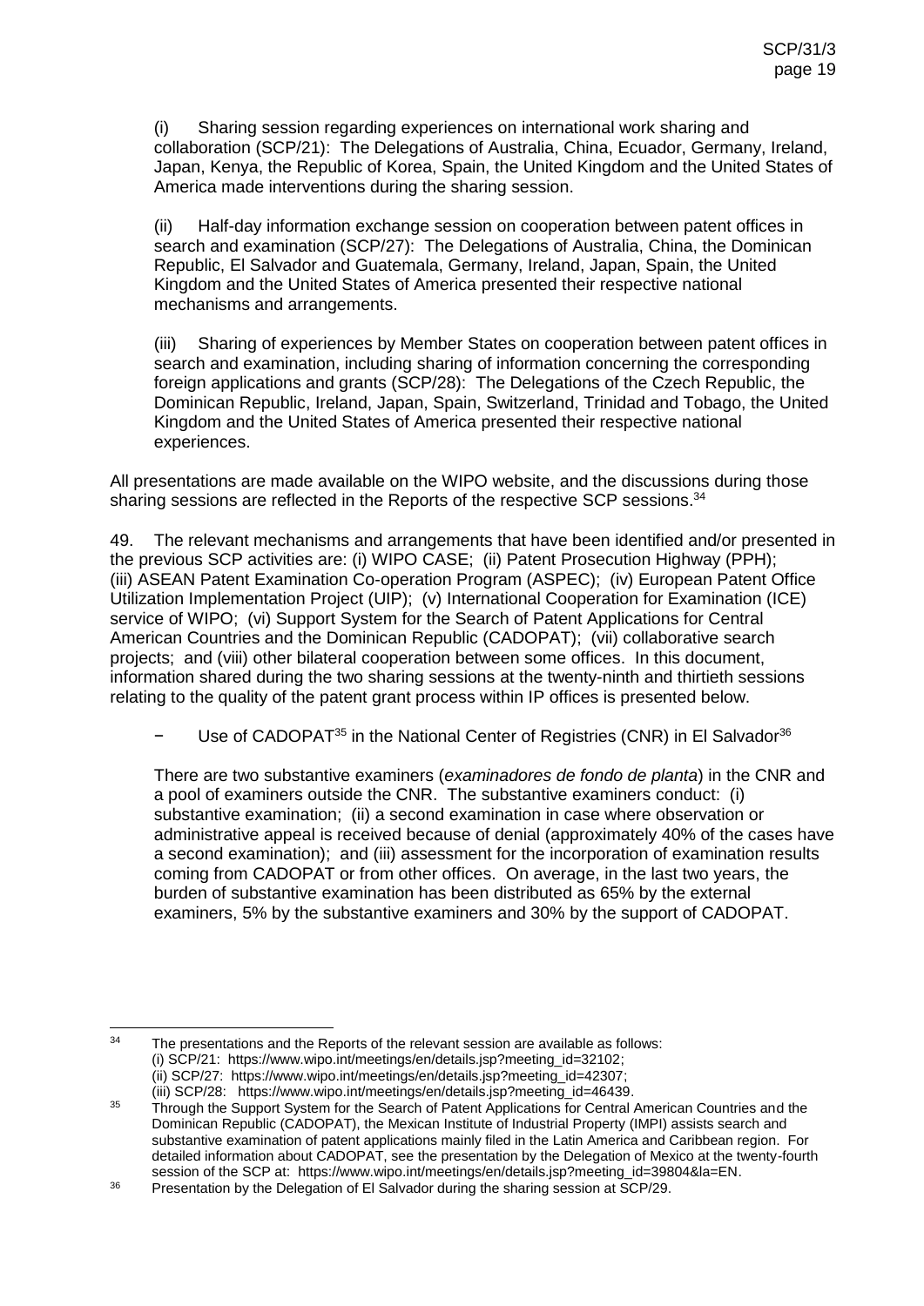(i) Sharing session regarding experiences on international work sharing and collaboration (SCP/21): The Delegations of Australia, China, Ecuador, Germany, Ireland, Japan, Kenya, the Republic of Korea, Spain, the United Kingdom and the United States of America made interventions during the sharing session.

(ii) Half-day information exchange session on cooperation between patent offices in search and examination (SCP/27): The Delegations of Australia, China, the Dominican Republic, El Salvador and Guatemala, Germany, Ireland, Japan, Spain, the United Kingdom and the United States of America presented their respective national mechanisms and arrangements.

(iii) Sharing of experiences by Member States on cooperation between patent offices in search and examination, including sharing of information concerning the corresponding foreign applications and grants (SCP/28): The Delegations of the Czech Republic, the Dominican Republic, Ireland, Japan, Spain, Switzerland, Trinidad and Tobago, the United Kingdom and the United States of America presented their respective national experiences.

All presentations are made available on the WIPO website, and the discussions during those sharing sessions are reflected in the Reports of the respective SCP sessions.[34]

49. The relevant mechanisms and arrangements that have been identified and/or presented in the previous SCP activities are: (i) WIPO CASE; (ii) Patent Prosecution Highway (PPH); (iii) ASEAN Patent Examination Co-operation Program (ASPEC); (iv) European Patent Office Utilization Implementation Project (UIP); (v) International Cooperation for Examination (ICE) service of WIPO; (vi) Support System for the Search of Patent Applications for Central American Countries and the Dominican Republic (CADOPAT); (vii) collaborative search projects; and (viii) other bilateral cooperation between some offices. In this document, information shared during the two sharing sessions at the twenty-ninth and thirtieth sessions relating to the quality of the patent grant process within IP offices is presented below.

- Use of CADOPAT[35] in the National Center of Registries (CNR) in El Salvador[36]

There are two substantive examiners (*examinadores de fondo de planta*) in the CNR and a pool of examiners outside the CNR. The substantive examiners conduct: (i) substantive examination; (ii) a second examination in case where observation or administrative appeal is received because of denial (approximately 40% of the cases have a second examination); and (iii) assessment for the incorporation of examination results coming from CADOPAT or from other offices. On average, in the last two years, the burden of substantive examination has been distributed as 65% by the external examiners, 5% by the substantive examiners and 30% by the support of CADOPAT.

---

[34] The presentations and the Reports of the relevant session are available as follows:
(i) SCP/21: https://www.wipo.int/meetings/en/details.jsp?meeting_id=32102;
(ii) SCP/27: https://www.wipo.int/meetings/en/details.jsp?meeting_id=42307;
(iii) SCP/28: https://www.wipo.int/meetings/en/details.jsp?meeting_id=46439.

[35] Through the Support System for the Search of Patent Applications for Central American Countries and the Dominican Republic (CADOPAT), the Mexican Institute of Industrial Property (IMPI) assists search and substantive examination of patent applications mainly filed in the Latin America and Caribbean region. For detailed information about CADOPAT, see the presentation by the Delegation of Mexico at the twenty-fourth session of the SCP at: https://www.wipo.int/meetings/en/details.jsp?meeting_id=39804&la=EN.

[36] Presentation by the Delegation of El Salvador during the sharing session at SCP/29.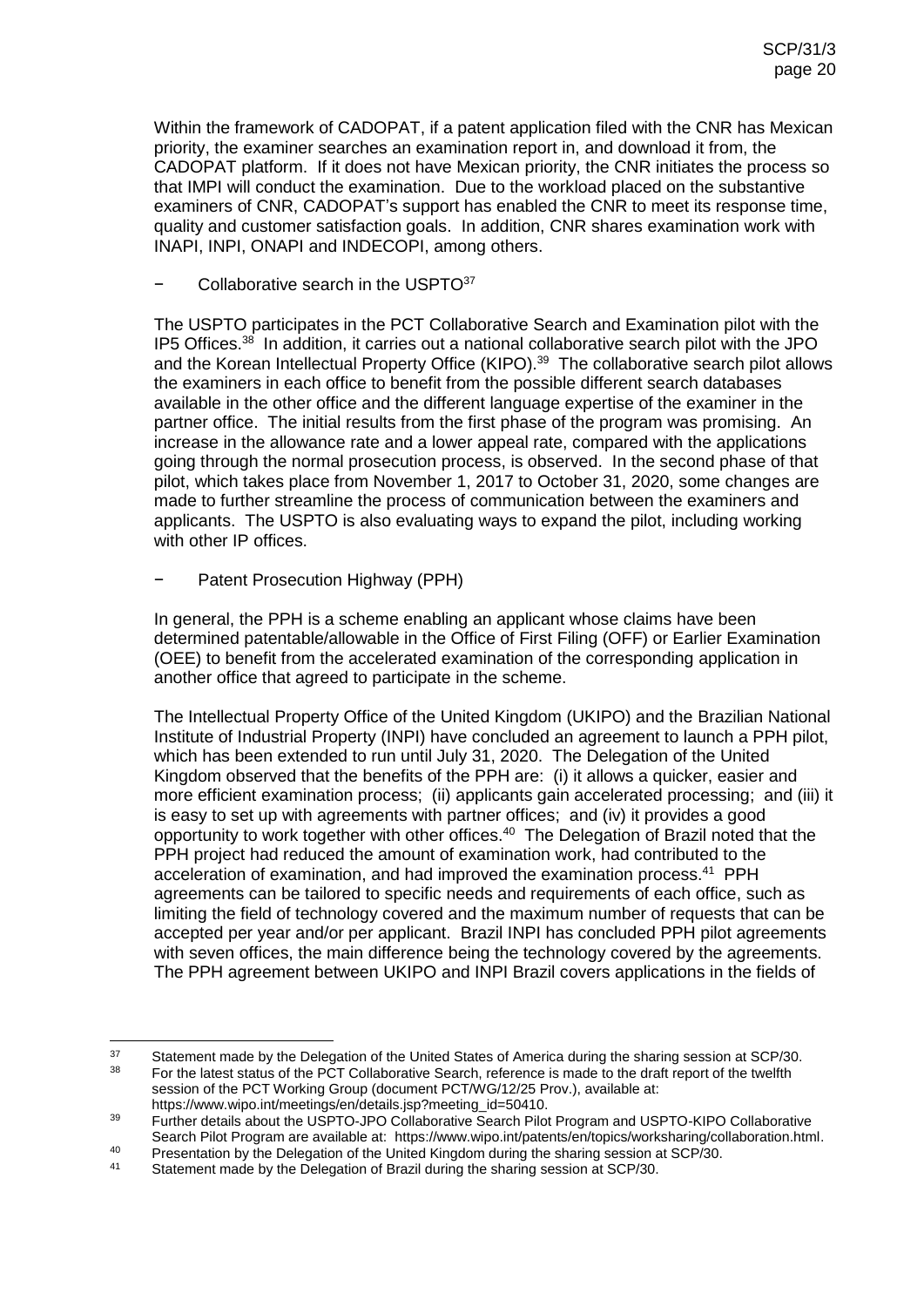Within the framework of CADOPAT, if a patent application filed with the CNR has Mexican priority, the examiner searches an examination report in, and download it from, the CADOPAT platform. If it does not have Mexican priority, the CNR initiates the process so that IMPI will conduct the examination. Due to the workload placed on the substantive examiners of CNR, CADOPAT's support has enabled the CNR to meet its response time, quality and customer satisfaction goals. In addition, CNR shares examination work with INAPI, INPI, ONAPI and INDECOPI, among others.

− Collaborative search in the USPTO[37]

The USPTO participates in the PCT Collaborative Search and Examination pilot with the IP5 Offices.[38] In addition, it carries out a national collaborative search pilot with the JPO and the Korean Intellectual Property Office (KIPO).[39] The collaborative search pilot allows the examiners in each office to benefit from the possible different search databases available in the other office and the different language expertise of the examiner in the partner office. The initial results from the first phase of the program was promising. An increase in the allowance rate and a lower appeal rate, compared with the applications going through the normal prosecution process, is observed. In the second phase of that pilot, which takes place from November 1, 2017 to October 31, 2020, some changes are made to further streamline the process of communication between the examiners and applicants. The USPTO is also evaluating ways to expand the pilot, including working with other IP offices.

− Patent Prosecution Highway (PPH)

In general, the PPH is a scheme enabling an applicant whose claims have been determined patentable/allowable in the Office of First Filing (OFF) or Earlier Examination (OEE) to benefit from the accelerated examination of the corresponding application in another office that agreed to participate in the scheme.

The Intellectual Property Office of the United Kingdom (UKIPO) and the Brazilian National Institute of Industrial Property (INPI) have concluded an agreement to launch a PPH pilot, which has been extended to run until July 31, 2020. The Delegation of the United Kingdom observed that the benefits of the PPH are: (i) it allows a quicker, easier and more efficient examination process; (ii) applicants gain accelerated processing; and (iii) it is easy to set up with agreements with partner offices; and (iv) it provides a good opportunity to work together with other offices.[40] The Delegation of Brazil noted that the PPH project had reduced the amount of examination work, had contributed to the acceleration of examination, and had improved the examination process.[41] PPH agreements can be tailored to specific needs and requirements of each office, such as limiting the field of technology covered and the maximum number of requests that can be accepted per year and/or per applicant. Brazil INPI has concluded PPH pilot agreements with seven offices, the main difference being the technology covered by the agreements. The PPH agreement between UKIPO and INPI Brazil covers applications in the fields of

---

[37] Statement made by the Delegation of the United States of America during the sharing session at SCP/30.

[38] For the latest status of the PCT Collaborative Search, reference is made to the draft report of the twelfth session of the PCT Working Group (document PCT/WG/12/25 Prov.), available at: https://www.wipo.int/meetings/en/details.jsp?meeting_id=50410.

[39] Further details about the USPTO-JPO Collaborative Search Pilot Program and USPTO-KIPO Collaborative Search Pilot Program are available at: https://www.wipo.int/patents/en/topics/worksharing/collaboration.html.

[40] Presentation by the Delegation of the United Kingdom during the sharing session at SCP/30.

[41] Statement made by the Delegation of Brazil during the sharing session at SCP/30.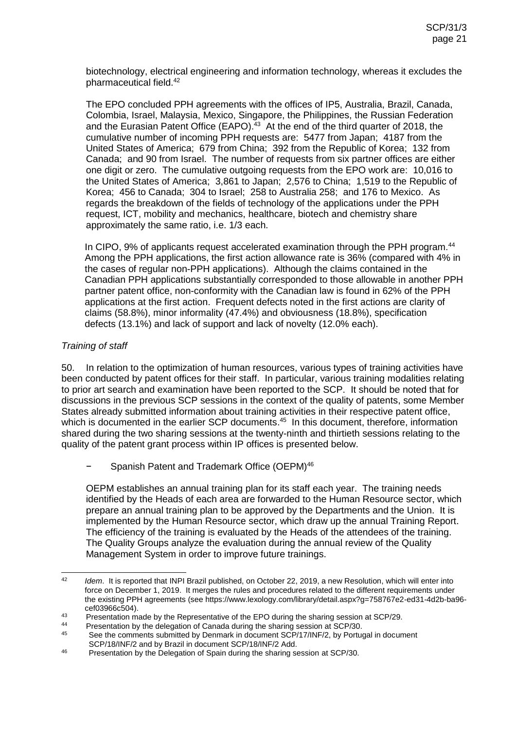biotechnology, electrical engineering and information technology, whereas it excludes the pharmaceutical field.[42]

The EPO concluded PPH agreements with the offices of IP5, Australia, Brazil, Canada, Colombia, Israel, Malaysia, Mexico, Singapore, the Philippines, the Russian Federation and the Eurasian Patent Office (EAPO).[43] At the end of the third quarter of 2018, the cumulative number of incoming PPH requests are: 5477 from Japan; 4187 from the United States of America; 679 from China; 392 from the Republic of Korea; 132 from Canada; and 90 from Israel. The number of requests from six partner offices are either one digit or zero. The cumulative outgoing requests from the EPO work are: 10,016 to the United States of America; 3,861 to Japan; 2,576 to China; 1,519 to the Republic of Korea; 456 to Canada; 304 to Israel; 258 to Australia 258; and 176 to Mexico. As regards the breakdown of the fields of technology of the applications under the PPH request, ICT, mobility and mechanics, healthcare, biotech and chemistry share approximately the same ratio, i.e. 1/3 each.

In CIPO, 9% of applicants request accelerated examination through the PPH program.[44] Among the PPH applications, the first action allowance rate is 36% (compared with 4% in the cases of regular non-PPH applications). Although the claims contained in the Canadian PPH applications substantially corresponded to those allowable in another PPH partner patent office, non-conformity with the Canadian law is found in 62% of the PPH applications at the first action. Frequent defects noted in the first actions are clarity of claims (58.8%), minor informality (47.4%) and obviousness (18.8%), specification defects (13.1%) and lack of support and lack of novelty (12.0% each).

*Training of staff*

50. In relation to the optimization of human resources, various types of training activities have been conducted by patent offices for their staff. In particular, various training modalities relating to prior art search and examination have been reported to the SCP. It should be noted that for discussions in the previous SCP sessions in the context of the quality of patents, some Member States already submitted information about training activities in their respective patent office, which is documented in the earlier SCP documents.[45] In this document, therefore, information shared during the two sharing sessions at the twenty-ninth and thirtieth sessions relating to the quality of the patent grant process within IP offices is presented below.

- Spanish Patent and Trademark Office (OEPM)[46]

OEPM establishes an annual training plan for its staff each year. The training needs identified by the Heads of each area are forwarded to the Human Resource sector, which prepare an annual training plan to be approved by the Departments and the Union. It is implemented by the Human Resource sector, which draw up the annual Training Report. The efficiency of the training is evaluated by the Heads of the attendees of the training. The Quality Groups analyze the evaluation during the annual review of the Quality Management System in order to improve future trainings.

---

[42] *Idem*. It is reported that INPI Brazil published, on October 22, 2019, a new Resolution, which will enter into force on December 1, 2019. It merges the rules and procedures related to the different requirements under the existing PPH agreements (see https://www.lexology.com/library/detail.aspx?g=758767e2-ed31-4d2b-ba96-cef03966c504).

[43] Presentation made by the Representative of the EPO during the sharing session at SCP/29.

[44] Presentation by the delegation of Canada during the sharing session at SCP/30.

[45] See the comments submitted by Denmark in document SCP/17/INF/2, by Portugal in document SCP/18/INF/2 and by Brazil in document SCP/18/INF/2 Add.

[46] Presentation by the Delegation of Spain during the sharing session at SCP/30.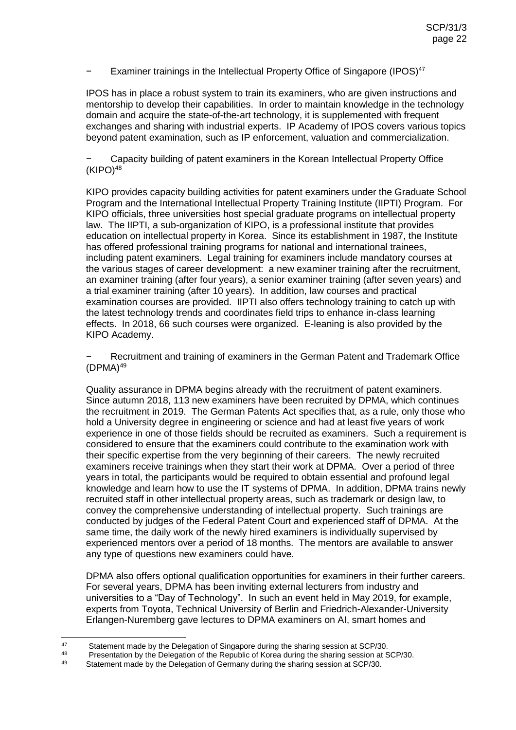− Examiner trainings in the Intellectual Property Office of Singapore (IPOS)[47]

IPOS has in place a robust system to train its examiners, who are given instructions and mentorship to develop their capabilities. In order to maintain knowledge in the technology domain and acquire the state-of-the-art technology, it is supplemented with frequent exchanges and sharing with industrial experts. IP Academy of IPOS covers various topics beyond patent examination, such as IP enforcement, valuation and commercialization.

− Capacity building of patent examiners in the Korean Intellectual Property Office (KIPO)[48]

KIPO provides capacity building activities for patent examiners under the Graduate School Program and the International Intellectual Property Training Institute (IIPTI) Program. For KIPO officials, three universities host special graduate programs on intellectual property law. The IIPTI, a sub-organization of KIPO, is a professional institute that provides education on intellectual property in Korea. Since its establishment in 1987, the Institute has offered professional training programs for national and international trainees, including patent examiners. Legal training for examiners include mandatory courses at the various stages of career development: a new examiner training after the recruitment, an examiner training (after four years), a senior examiner training (after seven years) and a trial examiner training (after 10 years). In addition, law courses and practical examination courses are provided. IIPTI also offers technology training to catch up with the latest technology trends and coordinates field trips to enhance in-class learning effects. In 2018, 66 such courses were organized. E-leaning is also provided by the KIPO Academy.

− Recruitment and training of examiners in the German Patent and Trademark Office (DPMA)[49]

Quality assurance in DPMA begins already with the recruitment of patent examiners. Since autumn 2018, 113 new examiners have been recruited by DPMA, which continues the recruitment in 2019. The German Patents Act specifies that, as a rule, only those who hold a University degree in engineering or science and had at least five years of work experience in one of those fields should be recruited as examiners. Such a requirement is considered to ensure that the examiners could contribute to the examination work with their specific expertise from the very beginning of their careers. The newly recruited examiners receive trainings when they start their work at DPMA. Over a period of three years in total, the participants would be required to obtain essential and profound legal knowledge and learn how to use the IT systems of DPMA. In addition, DPMA trains newly recruited staff in other intellectual property areas, such as trademark or design law, to convey the comprehensive understanding of intellectual property. Such trainings are conducted by judges of the Federal Patent Court and experienced staff of DPMA. At the same time, the daily work of the newly hired examiners is individually supervised by experienced mentors over a period of 18 months. The mentors are available to answer any type of questions new examiners could have.

DPMA also offers optional qualification opportunities for examiners in their further careers. For several years, DPMA has been inviting external lecturers from industry and universities to a "Day of Technology". In such an event held in May 2019, for example, experts from Toyota, Technical University of Berlin and Friedrich-Alexander-University Erlangen-Nuremberg gave lectures to DPMA examiners on AI, smart homes and

---

[47] Statement made by the Delegation of Singapore during the sharing session at SCP/30.

[48] Presentation by the Delegation of the Republic of Korea during the sharing session at SCP/30.

[49] Statement made by the Delegation of Germany during the sharing session at SCP/30.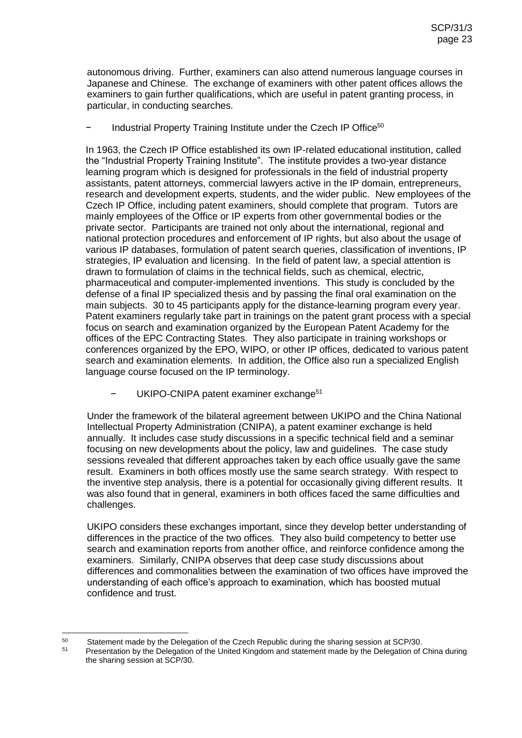autonomous driving. Further, examiners can also attend numerous language courses in Japanese and Chinese. The exchange of examiners with other patent offices allows the examiners to gain further qualifications, which are useful in patent granting process, in particular, in conducting searches.

− Industrial Property Training Institute under the Czech IP Office[50]

In 1963, the Czech IP Office established its own IP-related educational institution, called the "Industrial Property Training Institute". The institute provides a two-year distance learning program which is designed for professionals in the field of industrial property assistants, patent attorneys, commercial lawyers active in the IP domain, entrepreneurs, research and development experts, students, and the wider public. New employees of the Czech IP Office, including patent examiners, should complete that program. Tutors are mainly employees of the Office or IP experts from other governmental bodies or the private sector. Participants are trained not only about the international, regional and national protection procedures and enforcement of IP rights, but also about the usage of various IP databases, formulation of patent search queries, classification of inventions, IP strategies, IP evaluation and licensing. In the field of patent law, a special attention is drawn to formulation of claims in the technical fields, such as chemical, electric, pharmaceutical and computer-implemented inventions. This study is concluded by the defense of a final IP specialized thesis and by passing the final oral examination on the main subjects. 30 to 45 participants apply for the distance-learning program every year. Patent examiners regularly take part in trainings on the patent grant process with a special focus on search and examination organized by the European Patent Academy for the offices of the EPC Contracting States. They also participate in training workshops or conferences organized by the EPO, WIPO, or other IP offices, dedicated to various patent search and examination elements. In addition, the Office also run a specialized English language course focused on the IP terminology.

− UKIPO-CNIPA patent examiner exchange[51]

Under the framework of the bilateral agreement between UKIPO and the China National Intellectual Property Administration (CNIPA), a patent examiner exchange is held annually. It includes case study discussions in a specific technical field and a seminar focusing on new developments about the policy, law and guidelines. The case study sessions revealed that different approaches taken by each office usually gave the same result. Examiners in both offices mostly use the same search strategy. With respect to the inventive step analysis, there is a potential for occasionally giving different results. It was also found that in general, examiners in both offices faced the same difficulties and challenges.

UKIPO considers these exchanges important, since they develop better understanding of differences in the practice of the two offices. They also build competency to better use search and examination reports from another office, and reinforce confidence among the examiners. Similarly, CNIPA observes that deep case study discussions about differences and commonalities between the examination of two offices have improved the understanding of each office's approach to examination, which has boosted mutual confidence and trust.

---

[50] Statement made by the Delegation of the Czech Republic during the sharing session at SCP/30.

[51] Presentation by the Delegation of the United Kingdom and statement made by the Delegation of China during the sharing session at SCP/30.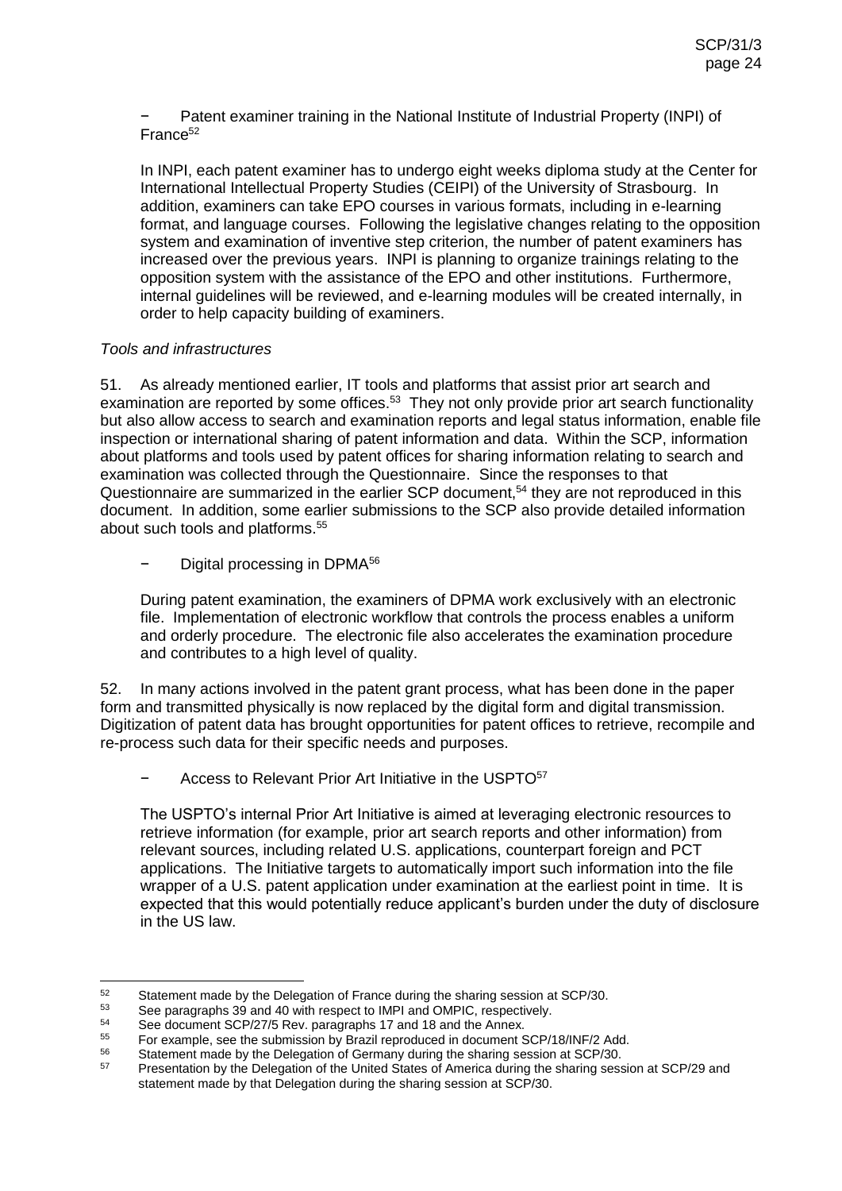− Patent examiner training in the National Institute of Industrial Property (INPI) of France[52]

In INPI, each patent examiner has to undergo eight weeks diploma study at the Center for International Intellectual Property Studies (CEIPI) of the University of Strasbourg. In addition, examiners can take EPO courses in various formats, including in e-learning format, and language courses. Following the legislative changes relating to the opposition system and examination of inventive step criterion, the number of patent examiners has increased over the previous years. INPI is planning to organize trainings relating to the opposition system with the assistance of the EPO and other institutions. Furthermore, internal guidelines will be reviewed, and e-learning modules will be created internally, in order to help capacity building of examiners.

*Tools and infrastructures*

51. As already mentioned earlier, IT tools and platforms that assist prior art search and examination are reported by some offices.[53] They not only provide prior art search functionality but also allow access to search and examination reports and legal status information, enable file inspection or international sharing of patent information and data. Within the SCP, information about platforms and tools used by patent offices for sharing information relating to search and examination was collected through the Questionnaire. Since the responses to that Questionnaire are summarized in the earlier SCP document,[54] they are not reproduced in this document. In addition, some earlier submissions to the SCP also provide detailed information about such tools and platforms.[55]

− Digital processing in DPMA[56]

During patent examination, the examiners of DPMA work exclusively with an electronic file. Implementation of electronic workflow that controls the process enables a uniform and orderly procedure. The electronic file also accelerates the examination procedure and contributes to a high level of quality.

52. In many actions involved in the patent grant process, what has been done in the paper form and transmitted physically is now replaced by the digital form and digital transmission. Digitization of patent data has brought opportunities for patent offices to retrieve, recompile and re-process such data for their specific needs and purposes.

− Access to Relevant Prior Art Initiative in the USPTO[57]

The USPTO's internal Prior Art Initiative is aimed at leveraging electronic resources to retrieve information (for example, prior art search reports and other information) from relevant sources, including related U.S. applications, counterpart foreign and PCT applications. The Initiative targets to automatically import such information into the file wrapper of a U.S. patent application under examination at the earliest point in time. It is expected that this would potentially reduce applicant's burden under the duty of disclosure in the US law.

---

[52] Statement made by the Delegation of France during the sharing session at SCP/30.

[53] See paragraphs 39 and 40 with respect to IMPI and OMPIC, respectively.

[54] See document SCP/27/5 Rev. paragraphs 17 and 18 and the Annex.

[55] For example, see the submission by Brazil reproduced in document SCP/18/INF/2 Add.

[56] Statement made by the Delegation of Germany during the sharing session at SCP/30.

[57] Presentation by the Delegation of the United States of America during the sharing session at SCP/29 and statement made by that Delegation during the sharing session at SCP/30.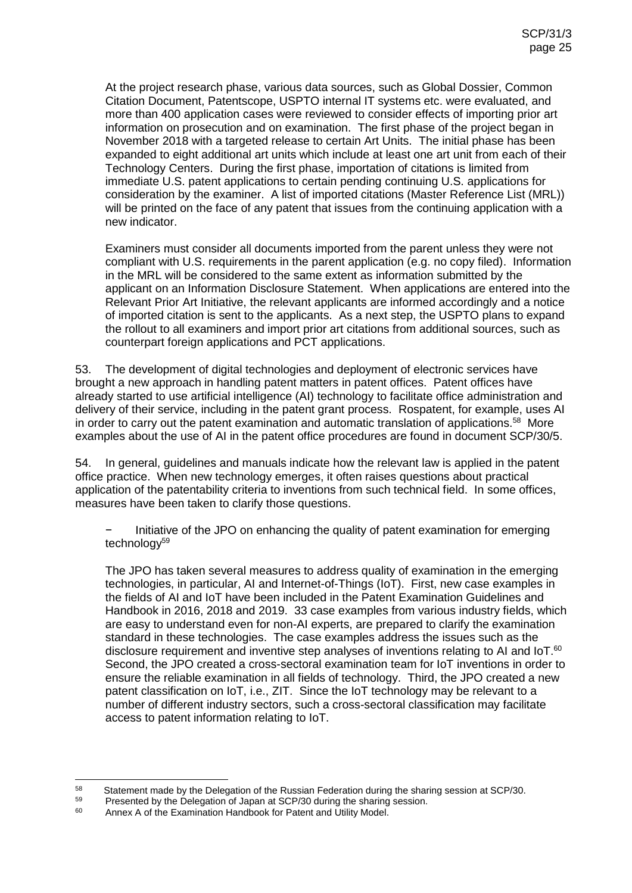At the project research phase, various data sources, such as Global Dossier, Common Citation Document, Patentscope, USPTO internal IT systems etc. were evaluated, and more than 400 application cases were reviewed to consider effects of importing prior art information on prosecution and on examination. The first phase of the project began in November 2018 with a targeted release to certain Art Units. The initial phase has been expanded to eight additional art units which include at least one art unit from each of their Technology Centers. During the first phase, importation of citations is limited from immediate U.S. patent applications to certain pending continuing U.S. applications for consideration by the examiner. A list of imported citations (Master Reference List (MRL)) will be printed on the face of any patent that issues from the continuing application with a new indicator.

Examiners must consider all documents imported from the parent unless they were not compliant with U.S. requirements in the parent application (e.g. no copy filed). Information in the MRL will be considered to the same extent as information submitted by the applicant on an Information Disclosure Statement. When applications are entered into the Relevant Prior Art Initiative, the relevant applicants are informed accordingly and a notice of imported citation is sent to the applicants. As a next step, the USPTO plans to expand the rollout to all examiners and import prior art citations from additional sources, such as counterpart foreign applications and PCT applications.

53. The development of digital technologies and deployment of electronic services have brought a new approach in handling patent matters in patent offices. Patent offices have already started to use artificial intelligence (AI) technology to facilitate office administration and delivery of their service, including in the patent grant process. Rospatent, for example, uses AI in order to carry out the patent examination and automatic translation of applications.[58] More examples about the use of AI in the patent office procedures are found in document SCP/30/5.

54. In general, guidelines and manuals indicate how the relevant law is applied in the patent office practice. When new technology emerges, it often raises questions about practical application of the patentability criteria to inventions from such technical field. In some offices, measures have been taken to clarify those questions.

− Initiative of the JPO on enhancing the quality of patent examination for emerging technology[59]

The JPO has taken several measures to address quality of examination in the emerging technologies, in particular, AI and Internet-of-Things (IoT). First, new case examples in the fields of AI and IoT have been included in the Patent Examination Guidelines and Handbook in 2016, 2018 and 2019. 33 case examples from various industry fields, which are easy to understand even for non-AI experts, are prepared to clarify the examination standard in these technologies. The case examples address the issues such as the disclosure requirement and inventive step analyses of inventions relating to AI and IoT.[60] Second, the JPO created a cross-sectoral examination team for IoT inventions in order to ensure the reliable examination in all fields of technology. Third, the JPO created a new patent classification on IoT, i.e., ZIT. Since the IoT technology may be relevant to a number of different industry sectors, such a cross-sectoral classification may facilitate access to patent information relating to IoT.

---

[58] Statement made by the Delegation of the Russian Federation during the sharing session at SCP/30.

[59] Presented by the Delegation of Japan at SCP/30 during the sharing session.

[60] Annex A of the Examination Handbook for Patent and Utility Model.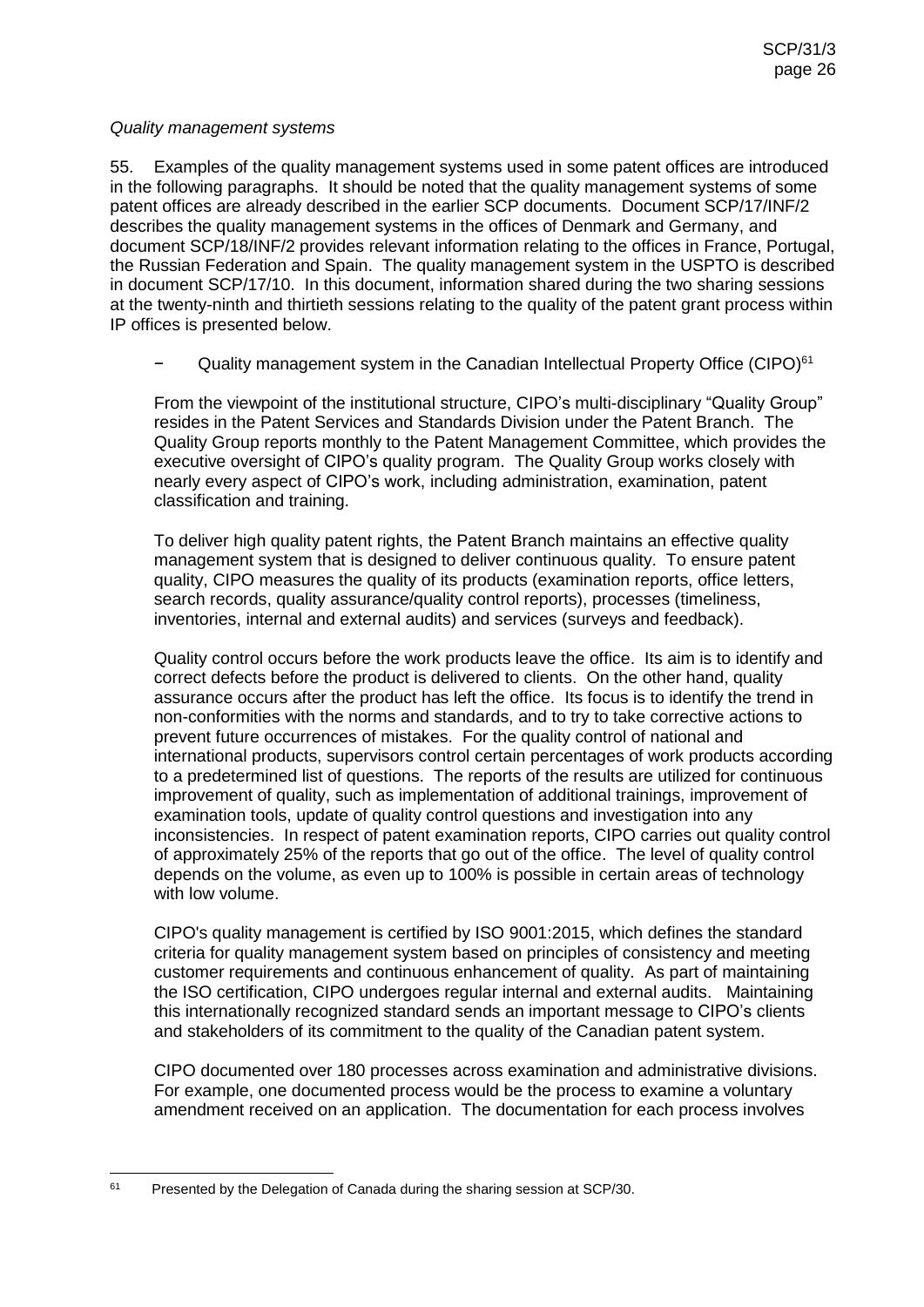*Quality management systems*

55. Examples of the quality management systems used in some patent offices are introduced in the following paragraphs. It should be noted that the quality management systems of some patent offices are already described in the earlier SCP documents. Document SCP/17/INF/2 describes the quality management systems in the offices of Denmark and Germany, and document SCP/18/INF/2 provides relevant information relating to the offices in France, Portugal, the Russian Federation and Spain. The quality management system in the USPTO is described in document SCP/17/10. In this document, information shared during the two sharing sessions at the twenty-ninth and thirtieth sessions relating to the quality of the patent grant process within IP offices is presented below.

− Quality management system in the Canadian Intellectual Property Office (CIPO)[61]

From the viewpoint of the institutional structure, CIPO's multi-disciplinary "Quality Group" resides in the Patent Services and Standards Division under the Patent Branch. The Quality Group reports monthly to the Patent Management Committee, which provides the executive oversight of CIPO's quality program. The Quality Group works closely with nearly every aspect of CIPO's work, including administration, examination, patent classification and training.

To deliver high quality patent rights, the Patent Branch maintains an effective quality management system that is designed to deliver continuous quality. To ensure patent quality, CIPO measures the quality of its products (examination reports, office letters, search records, quality assurance/quality control reports), processes (timeliness, inventories, internal and external audits) and services (surveys and feedback).

Quality control occurs before the work products leave the office. Its aim is to identify and correct defects before the product is delivered to clients. On the other hand, quality assurance occurs after the product has left the office. Its focus is to identify the trend in non-conformities with the norms and standards, and to try to take corrective actions to prevent future occurrences of mistakes. For the quality control of national and international products, supervisors control certain percentages of work products according to a predetermined list of questions. The reports of the results are utilized for continuous improvement of quality, such as implementation of additional trainings, improvement of examination tools, update of quality control questions and investigation into any inconsistencies. In respect of patent examination reports, CIPO carries out quality control of approximately 25% of the reports that go out of the office. The level of quality control depends on the volume, as even up to 100% is possible in certain areas of technology with low volume.

CIPO's quality management is certified by ISO 9001:2015, which defines the standard criteria for quality management system based on principles of consistency and meeting customer requirements and continuous enhancement of quality. As part of maintaining the ISO certification, CIPO undergoes regular internal and external audits. Maintaining this internationally recognized standard sends an important message to CIPO's clients and stakeholders of its commitment to the quality of the Canadian patent system.

CIPO documented over 180 processes across examination and administrative divisions. For example, one documented process would be the process to examine a voluntary amendment received on an application. The documentation for each process involves

[61] Presented by the Delegation of Canada during the sharing session at SCP/30.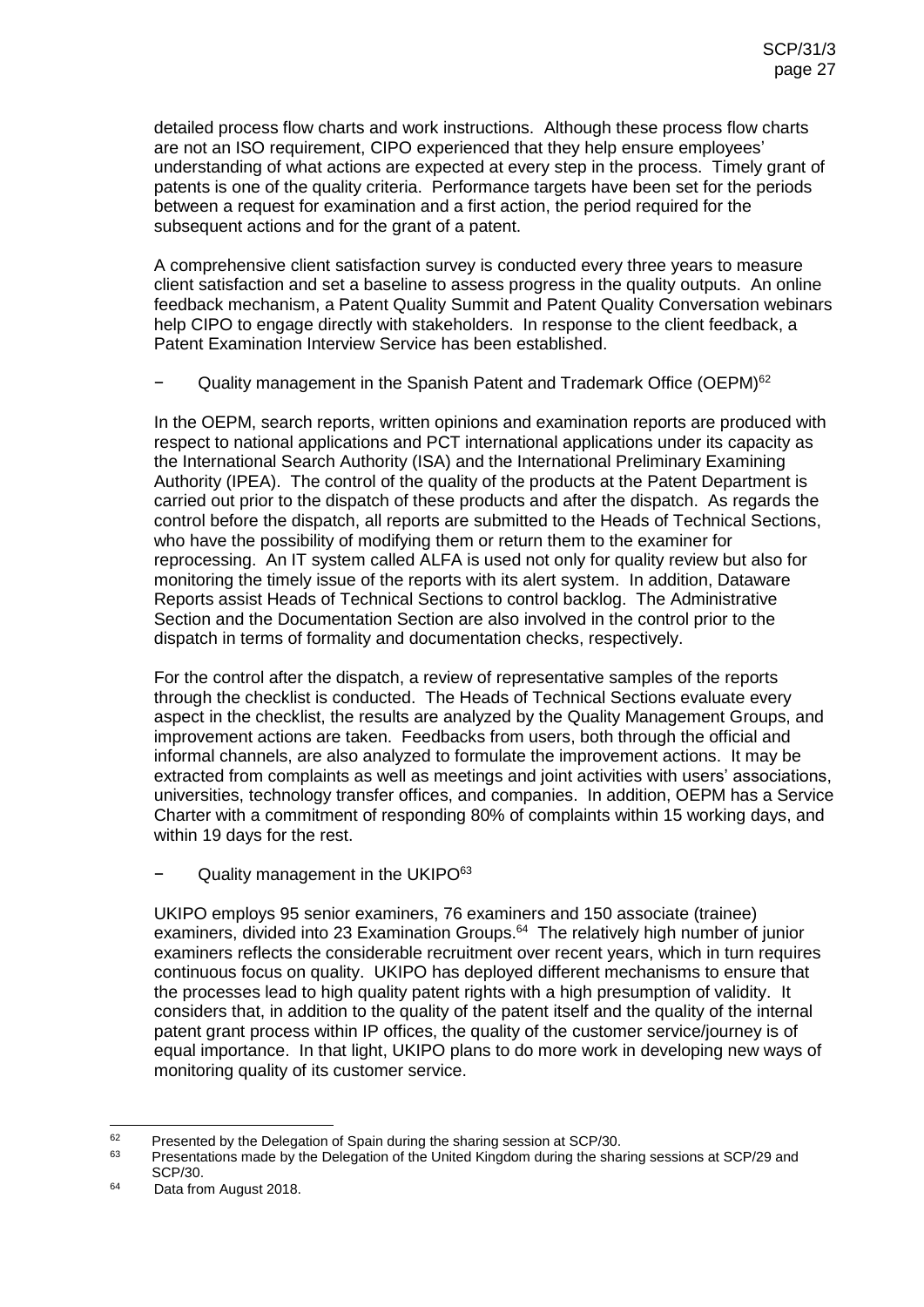detailed process flow charts and work instructions. Although these process flow charts are not an ISO requirement, CIPO experienced that they help ensure employees' understanding of what actions are expected at every step in the process. Timely grant of patents is one of the quality criteria. Performance targets have been set for the periods between a request for examination and a first action, the period required for the subsequent actions and for the grant of a patent.

A comprehensive client satisfaction survey is conducted every three years to measure client satisfaction and set a baseline to assess progress in the quality outputs. An online feedback mechanism, a Patent Quality Summit and Patent Quality Conversation webinars help CIPO to engage directly with stakeholders. In response to the client feedback, a Patent Examination Interview Service has been established.

− Quality management in the Spanish Patent and Trademark Office (OEPM)[62]

In the OEPM, search reports, written opinions and examination reports are produced with respect to national applications and PCT international applications under its capacity as the International Search Authority (ISA) and the International Preliminary Examining Authority (IPEA). The control of the quality of the products at the Patent Department is carried out prior to the dispatch of these products and after the dispatch. As regards the control before the dispatch, all reports are submitted to the Heads of Technical Sections, who have the possibility of modifying them or return them to the examiner for reprocessing. An IT system called ALFA is used not only for quality review but also for monitoring the timely issue of the reports with its alert system. In addition, Dataware Reports assist Heads of Technical Sections to control backlog. The Administrative Section and the Documentation Section are also involved in the control prior to the dispatch in terms of formality and documentation checks, respectively.

For the control after the dispatch, a review of representative samples of the reports through the checklist is conducted. The Heads of Technical Sections evaluate every aspect in the checklist, the results are analyzed by the Quality Management Groups, and improvement actions are taken. Feedbacks from users, both through the official and informal channels, are also analyzed to formulate the improvement actions. It may be extracted from complaints as well as meetings and joint activities with users' associations, universities, technology transfer offices, and companies. In addition, OEPM has a Service Charter with a commitment of responding 80% of complaints within 15 working days, and within 19 days for the rest.

− Quality management in the UKIPO[63]

UKIPO employs 95 senior examiners, 76 examiners and 150 associate (trainee) examiners, divided into 23 Examination Groups.[64] The relatively high number of junior examiners reflects the considerable recruitment over recent years, which in turn requires continuous focus on quality. UKIPO has deployed different mechanisms to ensure that the processes lead to high quality patent rights with a high presumption of validity. It considers that, in addition to the quality of the patent itself and the quality of the internal patent grant process within IP offices, the quality of the customer service/journey is of equal importance. In that light, UKIPO plans to do more work in developing new ways of monitoring quality of its customer service.

---

[62] Presented by the Delegation of Spain during the sharing session at SCP/30.

[63] Presentations made by the Delegation of the United Kingdom during the sharing sessions at SCP/29 and SCP/30.

[64] Data from August 2018.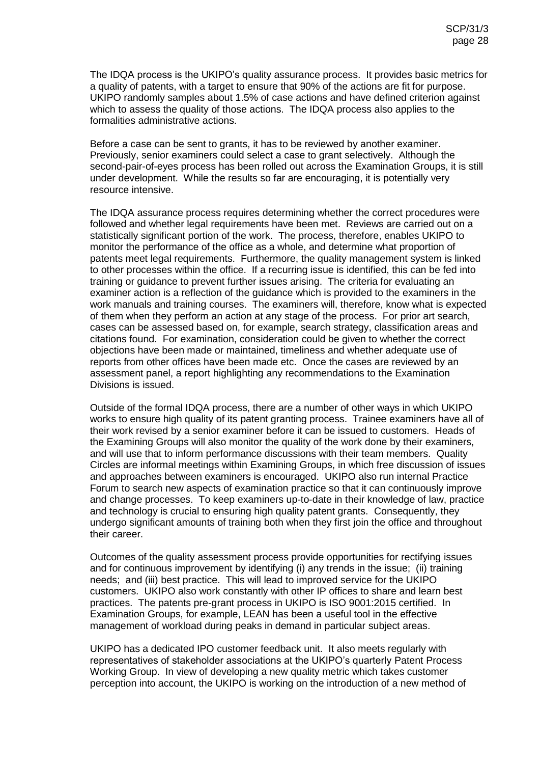The IDQA process is the UKIPO's quality assurance process. It provides basic metrics for a quality of patents, with a target to ensure that 90% of the actions are fit for purpose. UKIPO randomly samples about 1.5% of case actions and have defined criterion against which to assess the quality of those actions. The IDQA process also applies to the formalities administrative actions.

Before a case can be sent to grants, it has to be reviewed by another examiner. Previously, senior examiners could select a case to grant selectively. Although the second-pair-of-eyes process has been rolled out across the Examination Groups, it is still under development. While the results so far are encouraging, it is potentially very resource intensive.

The IDQA assurance process requires determining whether the correct procedures were followed and whether legal requirements have been met. Reviews are carried out on a statistically significant portion of the work. The process, therefore, enables UKIPO to monitor the performance of the office as a whole, and determine what proportion of patents meet legal requirements. Furthermore, the quality management system is linked to other processes within the office. If a recurring issue is identified, this can be fed into training or guidance to prevent further issues arising. The criteria for evaluating an examiner action is a reflection of the guidance which is provided to the examiners in the work manuals and training courses. The examiners will, therefore, know what is expected of them when they perform an action at any stage of the process. For prior art search, cases can be assessed based on, for example, search strategy, classification areas and citations found. For examination, consideration could be given to whether the correct objections have been made or maintained, timeliness and whether adequate use of reports from other offices have been made etc. Once the cases are reviewed by an assessment panel, a report highlighting any recommendations to the Examination Divisions is issued.

Outside of the formal IDQA process, there are a number of other ways in which UKIPO works to ensure high quality of its patent granting process. Trainee examiners have all of their work revised by a senior examiner before it can be issued to customers. Heads of the Examining Groups will also monitor the quality of the work done by their examiners, and will use that to inform performance discussions with their team members. Quality Circles are informal meetings within Examining Groups, in which free discussion of issues and approaches between examiners is encouraged. UKIPO also run internal Practice Forum to search new aspects of examination practice so that it can continuously improve and change processes. To keep examiners up-to-date in their knowledge of law, practice and technology is crucial to ensuring high quality patent grants. Consequently, they undergo significant amounts of training both when they first join the office and throughout their career.

Outcomes of the quality assessment process provide opportunities for rectifying issues and for continuous improvement by identifying (i) any trends in the issue; (ii) training needs; and (iii) best practice. This will lead to improved service for the UKIPO customers. UKIPO also work constantly with other IP offices to share and learn best practices. The patents pre-grant process in UKIPO is ISO 9001:2015 certified. In Examination Groups, for example, LEAN has been a useful tool in the effective management of workload during peaks in demand in particular subject areas.

UKIPO has a dedicated IPO customer feedback unit. It also meets regularly with representatives of stakeholder associations at the UKIPO's quarterly Patent Process Working Group. In view of developing a new quality metric which takes customer perception into account, the UKIPO is working on the introduction of a new method of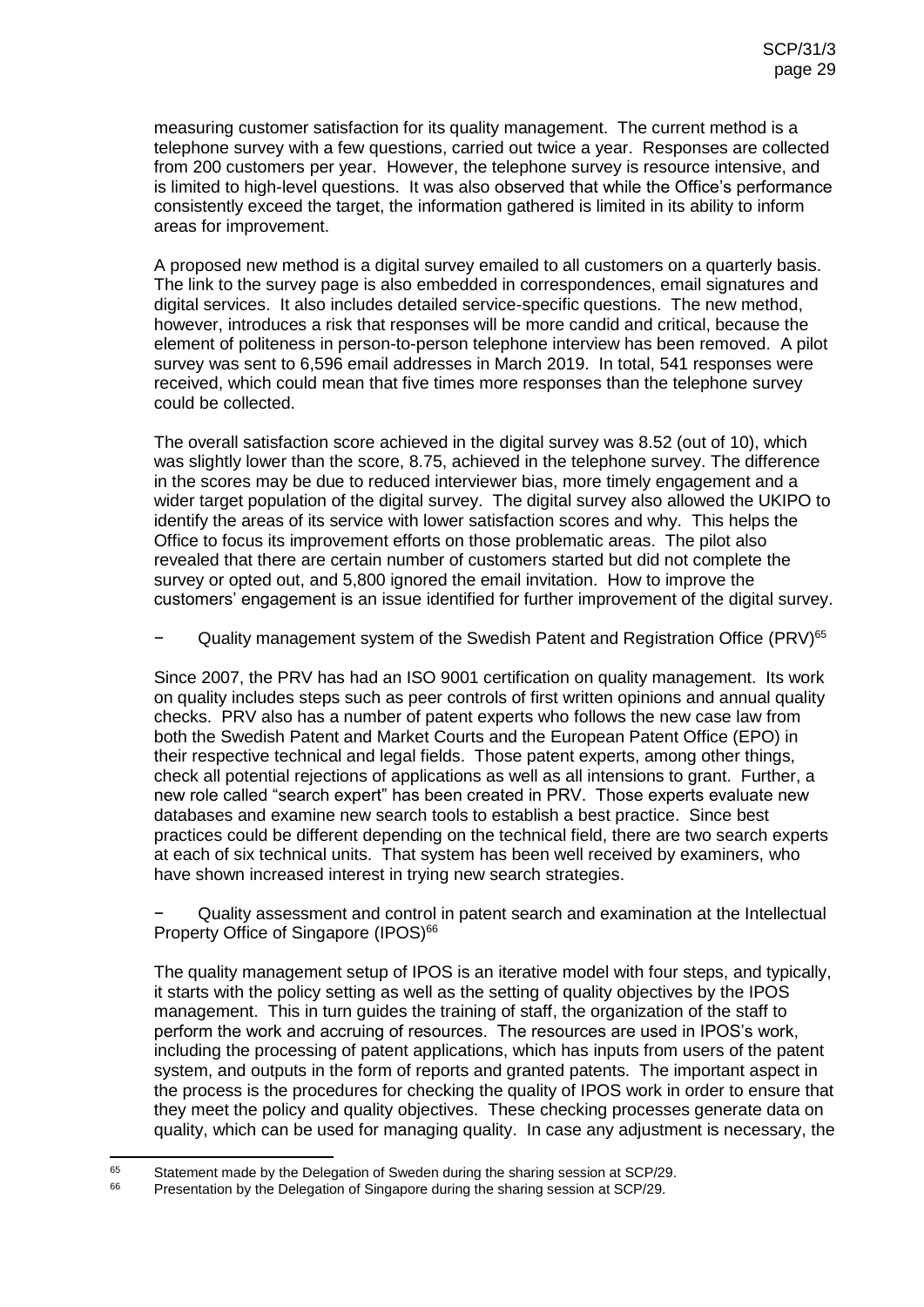measuring customer satisfaction for its quality management. The current method is a telephone survey with a few questions, carried out twice a year. Responses are collected from 200 customers per year. However, the telephone survey is resource intensive, and is limited to high-level questions. It was also observed that while the Office's performance consistently exceed the target, the information gathered is limited in its ability to inform areas for improvement.

A proposed new method is a digital survey emailed to all customers on a quarterly basis. The link to the survey page is also embedded in correspondences, email signatures and digital services. It also includes detailed service-specific questions. The new method, however, introduces a risk that responses will be more candid and critical, because the element of politeness in person-to-person telephone interview has been removed. A pilot survey was sent to 6,596 email addresses in March 2019. In total, 541 responses were received, which could mean that five times more responses than the telephone survey could be collected.

The overall satisfaction score achieved in the digital survey was 8.52 (out of 10), which was slightly lower than the score, 8.75, achieved in the telephone survey. The difference in the scores may be due to reduced interviewer bias, more timely engagement and a wider target population of the digital survey. The digital survey also allowed the UKIPO to identify the areas of its service with lower satisfaction scores and why. This helps the Office to focus its improvement efforts on those problematic areas. The pilot also revealed that there are certain number of customers started but did not complete the survey or opted out, and 5,800 ignored the email invitation. How to improve the customers' engagement is an issue identified for further improvement of the digital survey.

− Quality management system of the Swedish Patent and Registration Office (PRV)[65]

Since 2007, the PRV has had an ISO 9001 certification on quality management. Its work on quality includes steps such as peer controls of first written opinions and annual quality checks. PRV also has a number of patent experts who follows the new case law from both the Swedish Patent and Market Courts and the European Patent Office (EPO) in their respective technical and legal fields. Those patent experts, among other things, check all potential rejections of applications as well as all intensions to grant. Further, a new role called "search expert" has been created in PRV. Those experts evaluate new databases and examine new search tools to establish a best practice. Since best practices could be different depending on the technical field, there are two search experts at each of six technical units. That system has been well received by examiners, who have shown increased interest in trying new search strategies.

− Quality assessment and control in patent search and examination at the Intellectual Property Office of Singapore (IPOS)[66]

The quality management setup of IPOS is an iterative model with four steps, and typically, it starts with the policy setting as well as the setting of quality objectives by the IPOS management. This in turn guides the training of staff, the organization of the staff to perform the work and accruing of resources. The resources are used in IPOS's work, including the processing of patent applications, which has inputs from users of the patent system, and outputs in the form of reports and granted patents. The important aspect in the process is the procedures for checking the quality of IPOS work in order to ensure that they meet the policy and quality objectives. These checking processes generate data on quality, which can be used for managing quality. In case any adjustment is necessary, the

---

[65] Statement made by the Delegation of Sweden during the sharing session at SCP/29.

[66] Presentation by the Delegation of Singapore during the sharing session at SCP/29.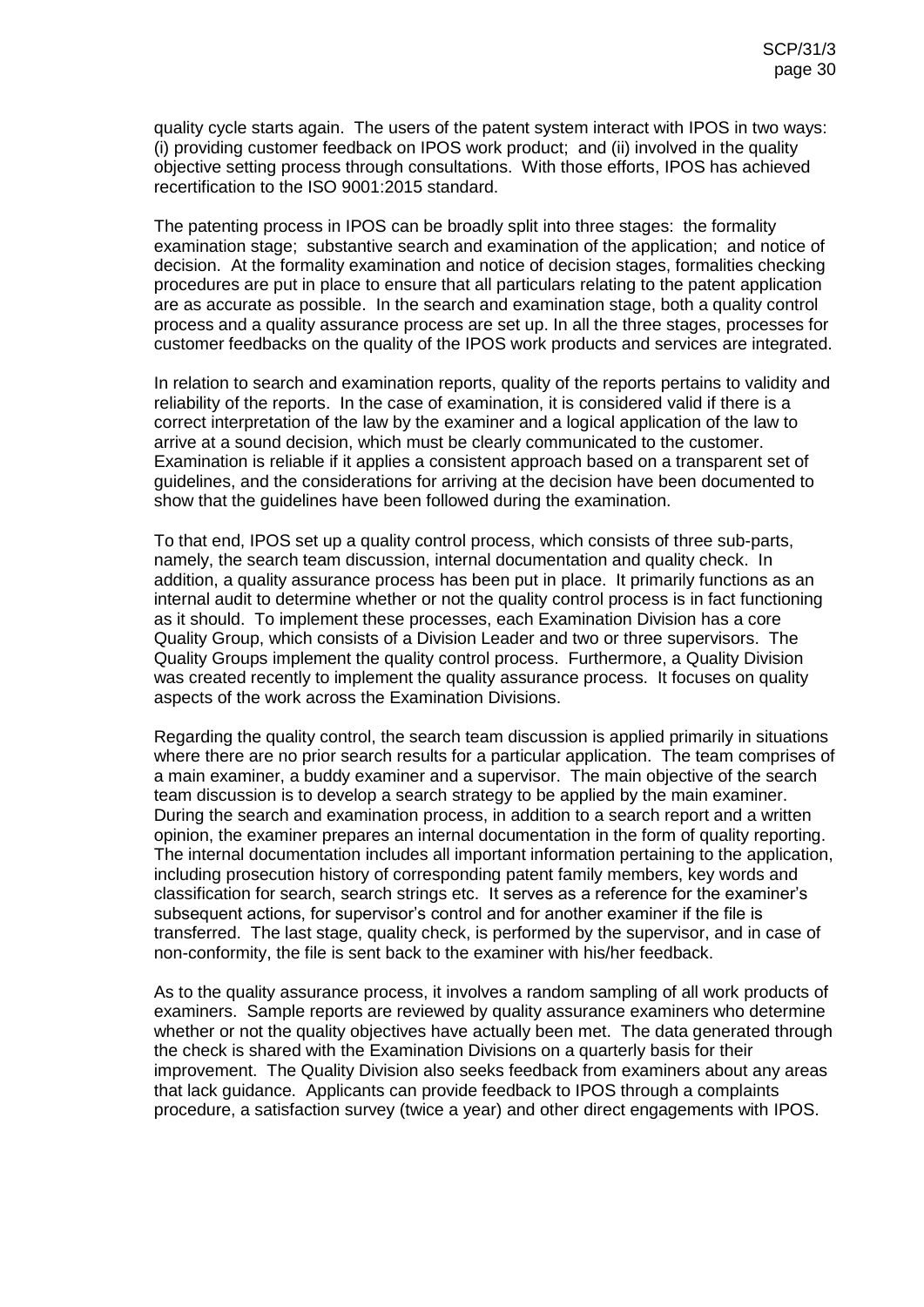quality cycle starts again. The users of the patent system interact with IPOS in two ways: (i) providing customer feedback on IPOS work product; and (ii) involved in the quality objective setting process through consultations. With those efforts, IPOS has achieved recertification to the ISO 9001:2015 standard.

The patenting process in IPOS can be broadly split into three stages: the formality examination stage; substantive search and examination of the application; and notice of decision. At the formality examination and notice of decision stages, formalities checking procedures are put in place to ensure that all particulars relating to the patent application are as accurate as possible. In the search and examination stage, both a quality control process and a quality assurance process are set up. In all the three stages, processes for customer feedbacks on the quality of the IPOS work products and services are integrated.

In relation to search and examination reports, quality of the reports pertains to validity and reliability of the reports. In the case of examination, it is considered valid if there is a correct interpretation of the law by the examiner and a logical application of the law to arrive at a sound decision, which must be clearly communicated to the customer. Examination is reliable if it applies a consistent approach based on a transparent set of guidelines, and the considerations for arriving at the decision have been documented to show that the guidelines have been followed during the examination.

To that end, IPOS set up a quality control process, which consists of three sub-parts, namely, the search team discussion, internal documentation and quality check. In addition, a quality assurance process has been put in place. It primarily functions as an internal audit to determine whether or not the quality control process is in fact functioning as it should. To implement these processes, each Examination Division has a core Quality Group, which consists of a Division Leader and two or three supervisors. The Quality Groups implement the quality control process. Furthermore, a Quality Division was created recently to implement the quality assurance process. It focuses on quality aspects of the work across the Examination Divisions.

Regarding the quality control, the search team discussion is applied primarily in situations where there are no prior search results for a particular application. The team comprises of a main examiner, a buddy examiner and a supervisor. The main objective of the search team discussion is to develop a search strategy to be applied by the main examiner. During the search and examination process, in addition to a search report and a written opinion, the examiner prepares an internal documentation in the form of quality reporting. The internal documentation includes all important information pertaining to the application, including prosecution history of corresponding patent family members, key words and classification for search, search strings etc. It serves as a reference for the examiner's subsequent actions, for supervisor's control and for another examiner if the file is transferred. The last stage, quality check, is performed by the supervisor, and in case of non-conformity, the file is sent back to the examiner with his/her feedback.

As to the quality assurance process, it involves a random sampling of all work products of examiners. Sample reports are reviewed by quality assurance examiners who determine whether or not the quality objectives have actually been met. The data generated through the check is shared with the Examination Divisions on a quarterly basis for their improvement. The Quality Division also seeks feedback from examiners about any areas that lack guidance. Applicants can provide feedback to IPOS through a complaints procedure, a satisfaction survey (twice a year) and other direct engagements with IPOS.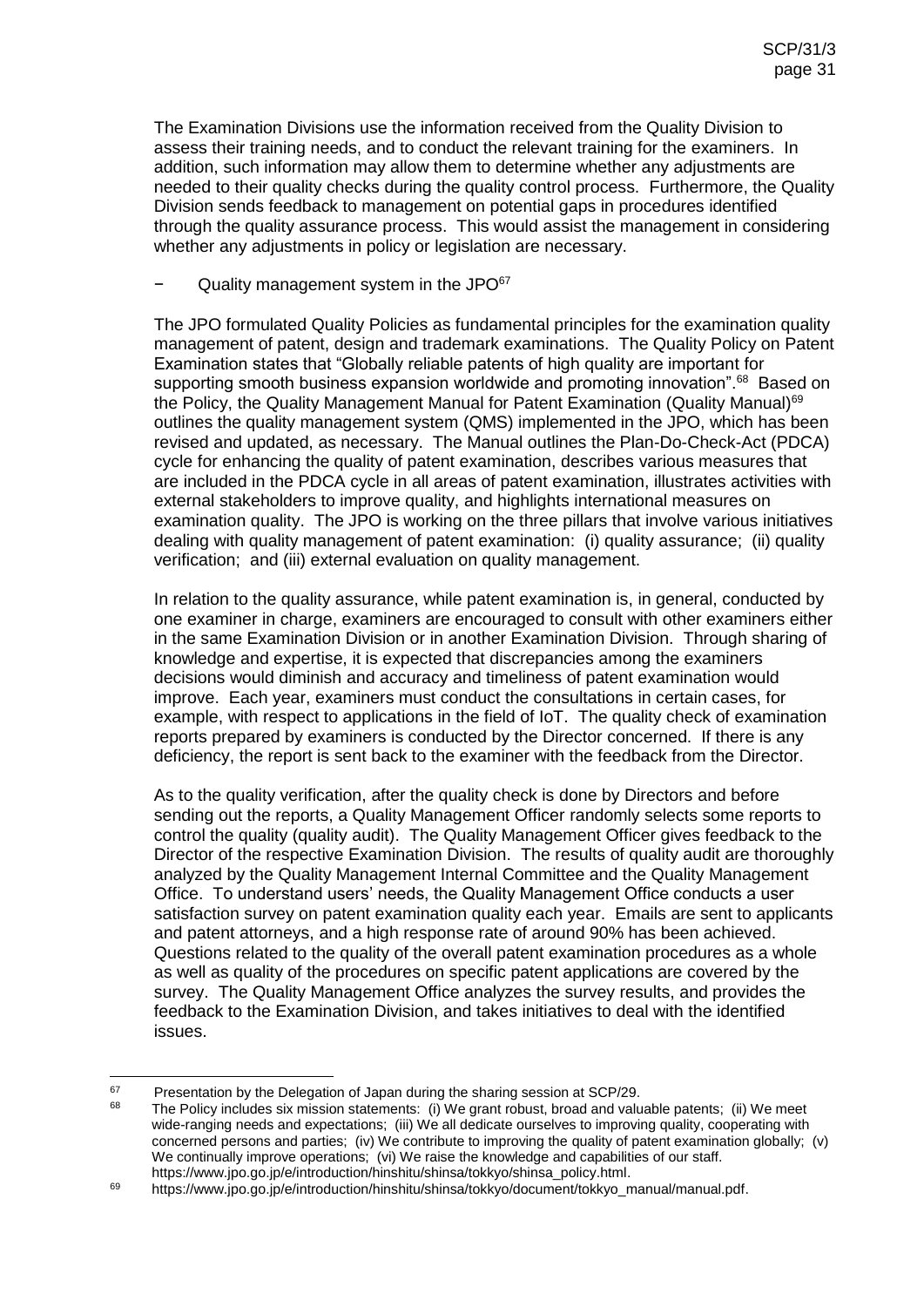The Examination Divisions use the information received from the Quality Division to assess their training needs, and to conduct the relevant training for the examiners. In addition, such information may allow them to determine whether any adjustments are needed to their quality checks during the quality control process. Furthermore, the Quality Division sends feedback to management on potential gaps in procedures identified through the quality assurance process. This would assist the management in considering whether any adjustments in policy or legislation are necessary.

- Quality management system in the JPO[67]

The JPO formulated Quality Policies as fundamental principles for the examination quality management of patent, design and trademark examinations. The Quality Policy on Patent Examination states that "Globally reliable patents of high quality are important for supporting smooth business expansion worldwide and promoting innovation".[68] Based on the Policy, the Quality Management Manual for Patent Examination (Quality Manual)[69] outlines the quality management system (QMS) implemented in the JPO, which has been revised and updated, as necessary. The Manual outlines the Plan-Do-Check-Act (PDCA) cycle for enhancing the quality of patent examination, describes various measures that are included in the PDCA cycle in all areas of patent examination, illustrates activities with external stakeholders to improve quality, and highlights international measures on examination quality. The JPO is working on the three pillars that involve various initiatives dealing with quality management of patent examination: (i) quality assurance; (ii) quality verification; and (iii) external evaluation on quality management.

In relation to the quality assurance, while patent examination is, in general, conducted by one examiner in charge, examiners are encouraged to consult with other examiners either in the same Examination Division or in another Examination Division. Through sharing of knowledge and expertise, it is expected that discrepancies among the examiners decisions would diminish and accuracy and timeliness of patent examination would improve. Each year, examiners must conduct the consultations in certain cases, for example, with respect to applications in the field of IoT. The quality check of examination reports prepared by examiners is conducted by the Director concerned. If there is any deficiency, the report is sent back to the examiner with the feedback from the Director.

As to the quality verification, after the quality check is done by Directors and before sending out the reports, a Quality Management Officer randomly selects some reports to control the quality (quality audit). The Quality Management Officer gives feedback to the Director of the respective Examination Division. The results of quality audit are thoroughly analyzed by the Quality Management Internal Committee and the Quality Management Office. To understand users' needs, the Quality Management Office conducts a user satisfaction survey on patent examination quality each year. Emails are sent to applicants and patent attorneys, and a high response rate of around 90% has been achieved. Questions related to the quality of the overall patent examination procedures as a whole as well as quality of the procedures on specific patent applications are covered by the survey. The Quality Management Office analyzes the survey results, and provides the feedback to the Examination Division, and takes initiatives to deal with the identified issues.

---

[67] Presentation by the Delegation of Japan during the sharing session at SCP/29.

[68] The Policy includes six mission statements: (i) We grant robust, broad and valuable patents; (ii) We meet wide-ranging needs and expectations; (iii) We all dedicate ourselves to improving quality, cooperating with concerned persons and parties; (iv) We contribute to improving the quality of patent examination globally; (v) We continually improve operations; (vi) We raise the knowledge and capabilities of our staff. https://www.jpo.go.jp/e/introduction/hinshitu/shinsa/tokkyo/shinsa_policy.html.

[69] https://www.jpo.go.jp/e/introduction/hinshitu/shinsa/tokkyo/document/tokkyo_manual/manual.pdf.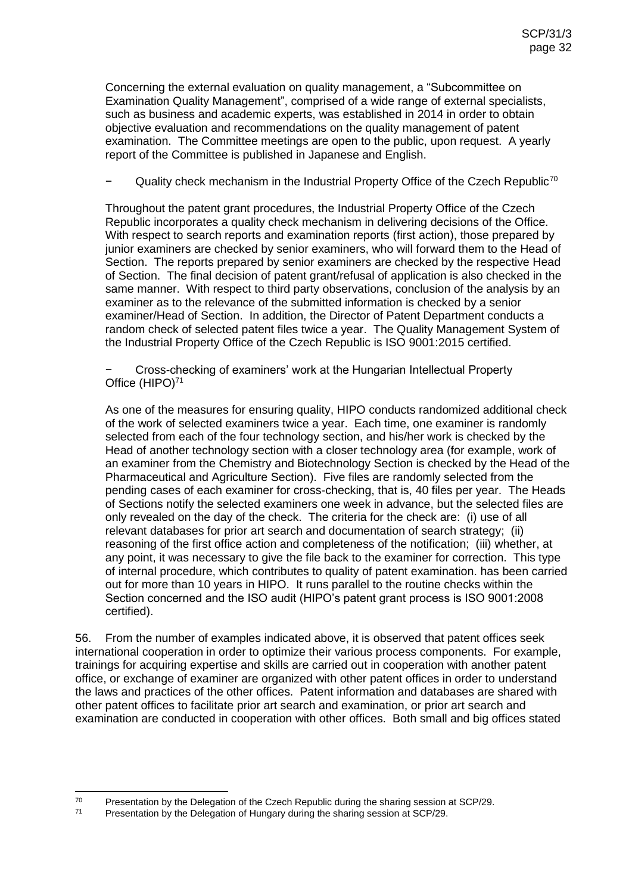Concerning the external evaluation on quality management, a "Subcommittee on Examination Quality Management", comprised of a wide range of external specialists, such as business and academic experts, was established in 2014 in order to obtain objective evaluation and recommendations on the quality management of patent examination. The Committee meetings are open to the public, upon request. A yearly report of the Committee is published in Japanese and English.

− Quality check mechanism in the Industrial Property Office of the Czech Republic[70]

Throughout the patent grant procedures, the Industrial Property Office of the Czech Republic incorporates a quality check mechanism in delivering decisions of the Office. With respect to search reports and examination reports (first action), those prepared by junior examiners are checked by senior examiners, who will forward them to the Head of Section. The reports prepared by senior examiners are checked by the respective Head of Section. The final decision of patent grant/refusal of application is also checked in the same manner. With respect to third party observations, conclusion of the analysis by an examiner as to the relevance of the submitted information is checked by a senior examiner/Head of Section. In addition, the Director of Patent Department conducts a random check of selected patent files twice a year. The Quality Management System of the Industrial Property Office of the Czech Republic is ISO 9001:2015 certified.

− Cross-checking of examiners' work at the Hungarian Intellectual Property Office (HIPO)[71]

As one of the measures for ensuring quality, HIPO conducts randomized additional check of the work of selected examiners twice a year. Each time, one examiner is randomly selected from each of the four technology section, and his/her work is checked by the Head of another technology section with a closer technology area (for example, work of an examiner from the Chemistry and Biotechnology Section is checked by the Head of the Pharmaceutical and Agriculture Section). Five files are randomly selected from the pending cases of each examiner for cross-checking, that is, 40 files per year. The Heads of Sections notify the selected examiners one week in advance, but the selected files are only revealed on the day of the check. The criteria for the check are: (i) use of all relevant databases for prior art search and documentation of search strategy; (ii) reasoning of the first office action and completeness of the notification; (iii) whether, at any point, it was necessary to give the file back to the examiner for correction. This type of internal procedure, which contributes to quality of patent examination. has been carried out for more than 10 years in HIPO. It runs parallel to the routine checks within the Section concerned and the ISO audit (HIPO's patent grant process is ISO 9001:2008 certified).

56. From the number of examples indicated above, it is observed that patent offices seek international cooperation in order to optimize their various process components. For example, trainings for acquiring expertise and skills are carried out in cooperation with another patent office, or exchange of examiner are organized with other patent offices in order to understand the laws and practices of the other offices. Patent information and databases are shared with other patent offices to facilitate prior art search and examination, or prior art search and examination are conducted in cooperation with other offices. Both small and big offices stated

---

[70] Presentation by the Delegation of the Czech Republic during the sharing session at SCP/29.

[71] Presentation by the Delegation of Hungary during the sharing session at SCP/29.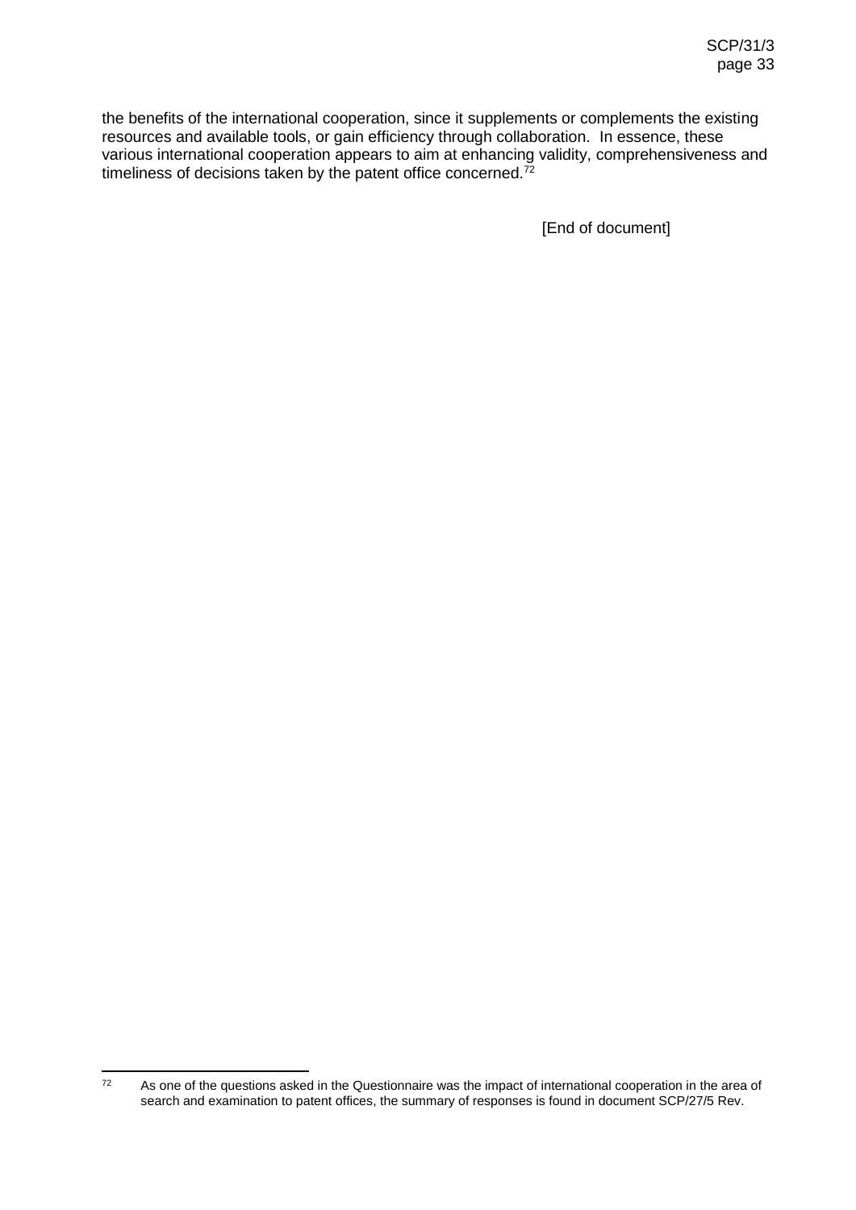the benefits of the international cooperation, since it supplements or complements the existing resources and available tools, or gain efficiency through collaboration. In essence, these various international cooperation appears to aim at enhancing validity, comprehensiveness and timeliness of decisions taken by the patent office concerned.[72]

[End of document]

---

[72] As one of the questions asked in the Questionnaire was the impact of international cooperation in the area of search and examination to patent offices, the summary of responses is found in document SCP/27/5 Rev.